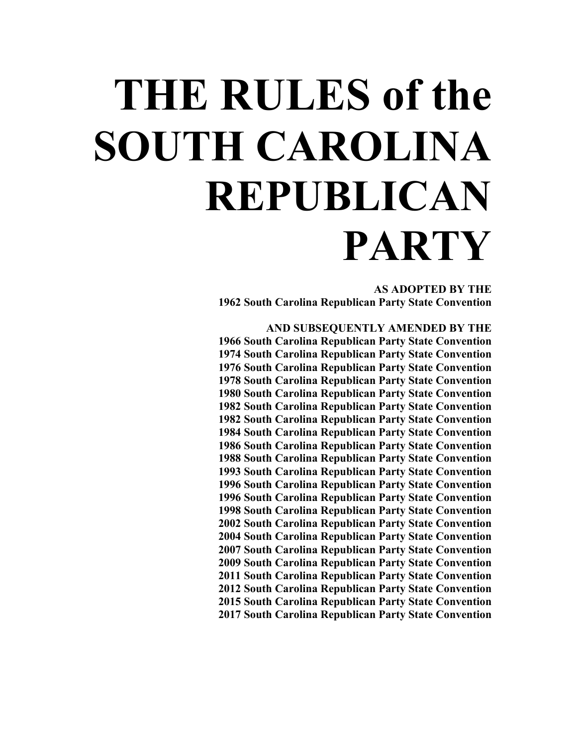# THE RULES of the SOUTH CAROLINA REPUBLICAN PARTY

**AS ADOPTED BY THE**
**1962 South Carolina Republican Party State Convention**

**AND SUBSEQUENTLY AMENDED BY THE**
**1966 South Carolina Republican Party State Convention**
**1974 South Carolina Republican Party State Convention**
**1976 South Carolina Republican Party State Convention**
**1978 South Carolina Republican Party State Convention**
**1980 South Carolina Republican Party State Convention**
**1982 South Carolina Republican Party State Convention**
**1982 South Carolina Republican Party State Convention**
**1984 South Carolina Republican Party State Convention**
**1986 South Carolina Republican Party State Convention**
**1988 South Carolina Republican Party State Convention**
**1993 South Carolina Republican Party State Convention**
**1996 South Carolina Republican Party State Convention**
**1996 South Carolina Republican Party State Convention**
**1998 South Carolina Republican Party State Convention**
**2002 South Carolina Republican Party State Convention**
**2004 South Carolina Republican Party State Convention**
**2007 South Carolina Republican Party State Convention**
**2009 South Carolina Republican Party State Convention**
**2011 South Carolina Republican Party State Convention**
**2012 South Carolina Republican Party State Convention**
**2015 South Carolina Republican Party State Convention**
**2017 South Carolina Republican Party State Convention**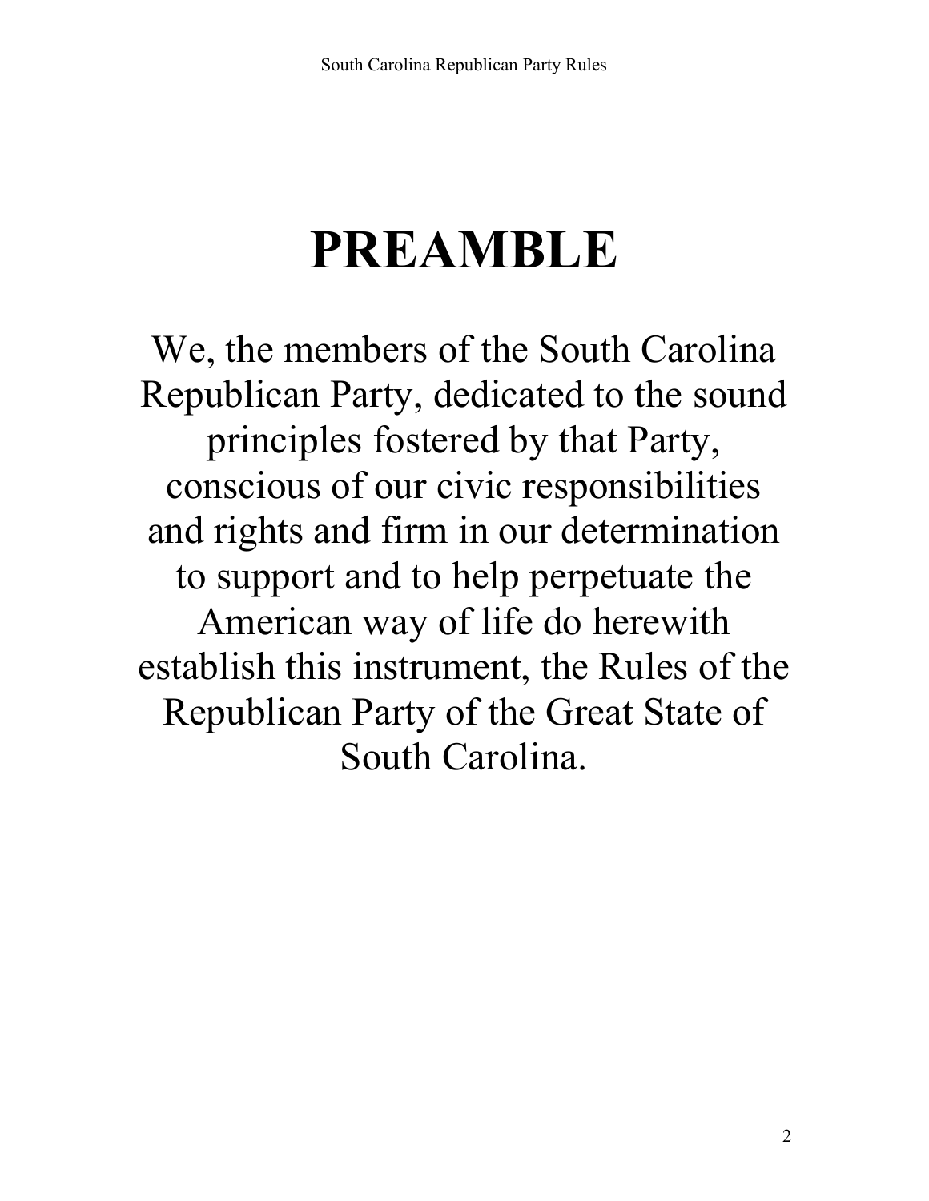# PREAMBLE

We, the members of the South Carolina Republican Party, dedicated to the sound principles fostered by that Party, conscious of our civic responsibilities and rights and firm in our determination to support and to help perpetuate the American way of life do herewith establish this instrument, the Rules of the Republican Party of the Great State of South Carolina.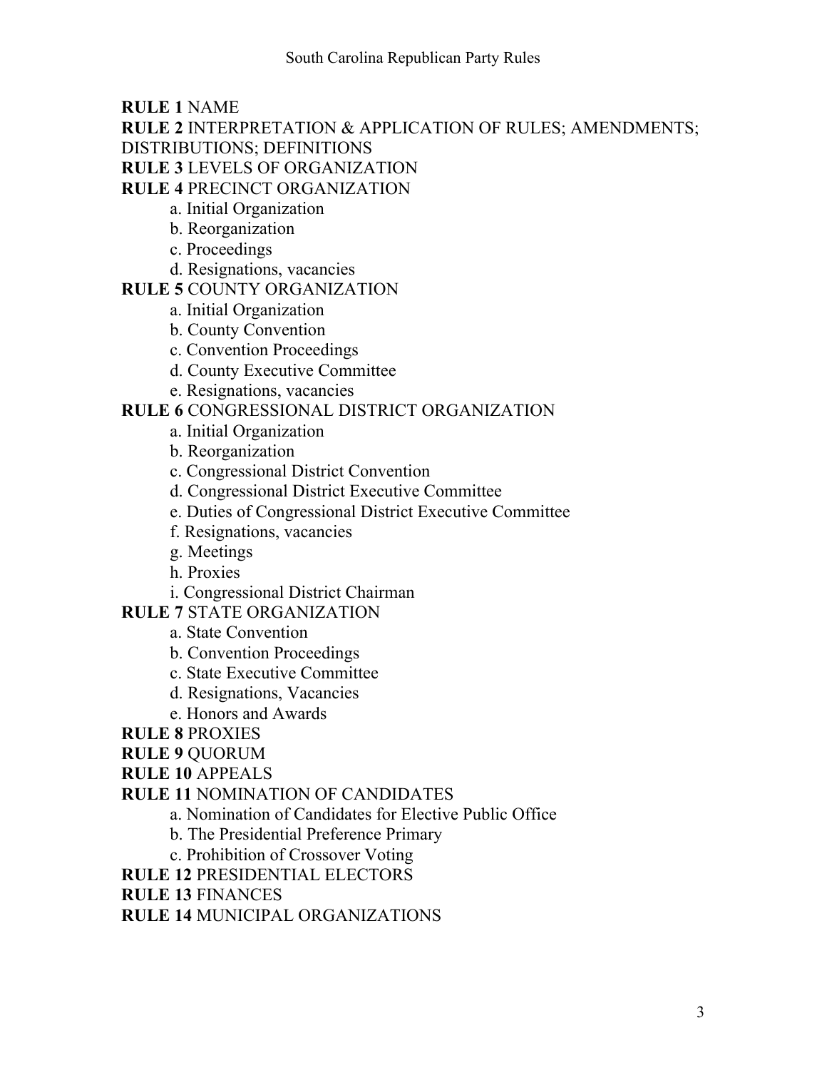**RULE 1** NAME

**RULE 2** INTERPRETATION & APPLICATION OF RULES; AMENDMENTS; DISTRIBUTIONS; DEFINITIONS

**RULE 3** LEVELS OF ORGANIZATION

**RULE 4** PRECINCT ORGANIZATION

- a. Initial Organization
- b. Reorganization
- c. Proceedings
- d. Resignations, vacancies

**RULE 5** COUNTY ORGANIZATION

- a. Initial Organization
- b. County Convention
- c. Convention Proceedings
- d. County Executive Committee
- e. Resignations, vacancies

**RULE 6** CONGRESSIONAL DISTRICT ORGANIZATION

- a. Initial Organization
- b. Reorganization
- c. Congressional District Convention
- d. Congressional District Executive Committee
- e. Duties of Congressional District Executive Committee
- f. Resignations, vacancies
- g. Meetings
- h. Proxies
- i. Congressional District Chairman

**RULE 7** STATE ORGANIZATION

- a. State Convention
- b. Convention Proceedings
- c. State Executive Committee
- d. Resignations, Vacancies
- e. Honors and Awards

**RULE 8** PROXIES

**RULE 9** QUORUM

**RULE 10** APPEALS

**RULE 11** NOMINATION OF CANDIDATES

- a. Nomination of Candidates for Elective Public Office
- b. The Presidential Preference Primary
- c. Prohibition of Crossover Voting

**RULE 12** PRESIDENTIAL ELECTORS

**RULE 13** FINANCES

**RULE 14** MUNICIPAL ORGANIZATIONS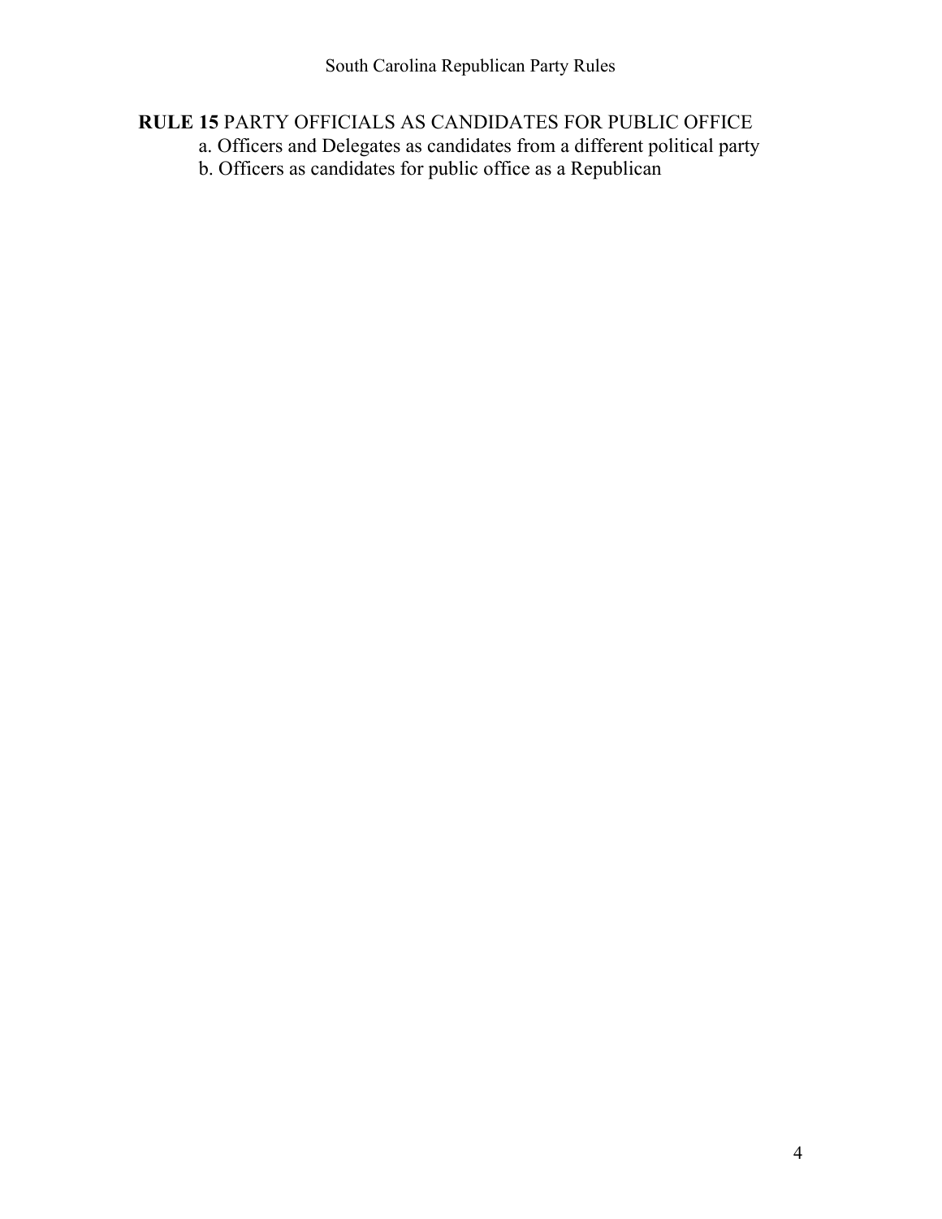**RULE 15** PARTY OFFICIALS AS CANDIDATES FOR PUBLIC OFFICE

a. Officers and Delegates as candidates from a different political party

b. Officers as candidates for public office as a Republican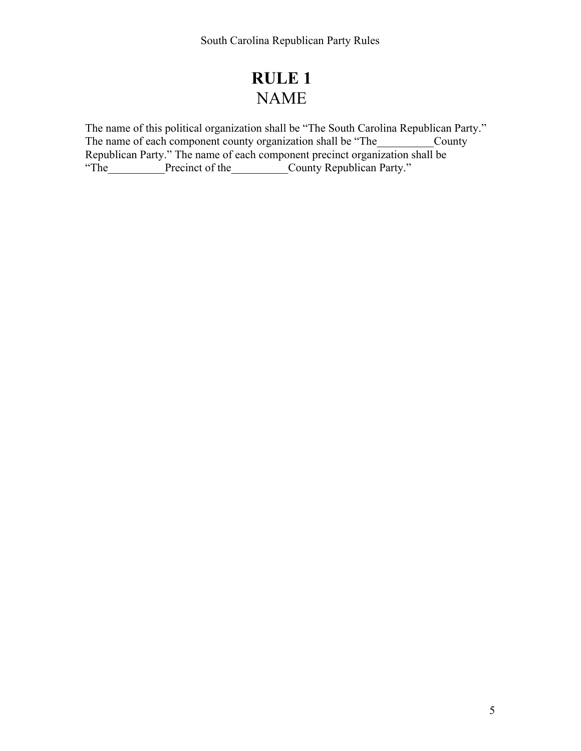# RULE 1
## NAME

The name of this political organization shall be "The South Carolina Republican Party." The name of each component county organization shall be "The__________County Republican Party." The name of each component precinct organization shall be "The__________Precinct of the__________County Republican Party."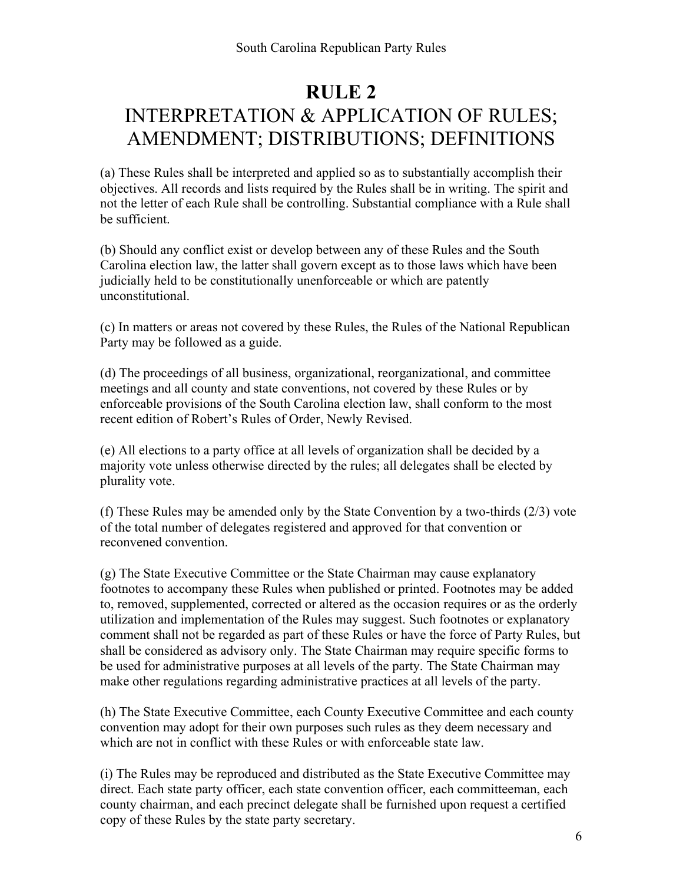# RULE 2

## INTERPRETATION & APPLICATION OF RULES; AMENDMENT; DISTRIBUTIONS; DEFINITIONS

(a) These Rules shall be interpreted and applied so as to substantially accomplish their objectives. All records and lists required by the Rules shall be in writing. The spirit and not the letter of each Rule shall be controlling. Substantial compliance with a Rule shall be sufficient.

(b) Should any conflict exist or develop between any of these Rules and the South Carolina election law, the latter shall govern except as to those laws which have been judicially held to be constitutionally unenforceable or which are patently unconstitutional.

(c) In matters or areas not covered by these Rules, the Rules of the National Republican Party may be followed as a guide.

(d) The proceedings of all business, organizational, reorganizational, and committee meetings and all county and state conventions, not covered by these Rules or by enforceable provisions of the South Carolina election law, shall conform to the most recent edition of Robert's Rules of Order, Newly Revised.

(e) All elections to a party office at all levels of organization shall be decided by a majority vote unless otherwise directed by the rules; all delegates shall be elected by plurality vote.

(f) These Rules may be amended only by the State Convention by a two-thirds (2/3) vote of the total number of delegates registered and approved for that convention or reconvened convention.

(g) The State Executive Committee or the State Chairman may cause explanatory footnotes to accompany these Rules when published or printed. Footnotes may be added to, removed, supplemented, corrected or altered as the occasion requires or as the orderly utilization and implementation of the Rules may suggest. Such footnotes or explanatory comment shall not be regarded as part of these Rules or have the force of Party Rules, but shall be considered as advisory only. The State Chairman may require specific forms to be used for administrative purposes at all levels of the party. The State Chairman may make other regulations regarding administrative practices at all levels of the party.

(h) The State Executive Committee, each County Executive Committee and each county convention may adopt for their own purposes such rules as they deem necessary and which are not in conflict with these Rules or with enforceable state law.

(i) The Rules may be reproduced and distributed as the State Executive Committee may direct. Each state party officer, each state convention officer, each committeeman, each county chairman, and each precinct delegate shall be furnished upon request a certified copy of these Rules by the state party secretary.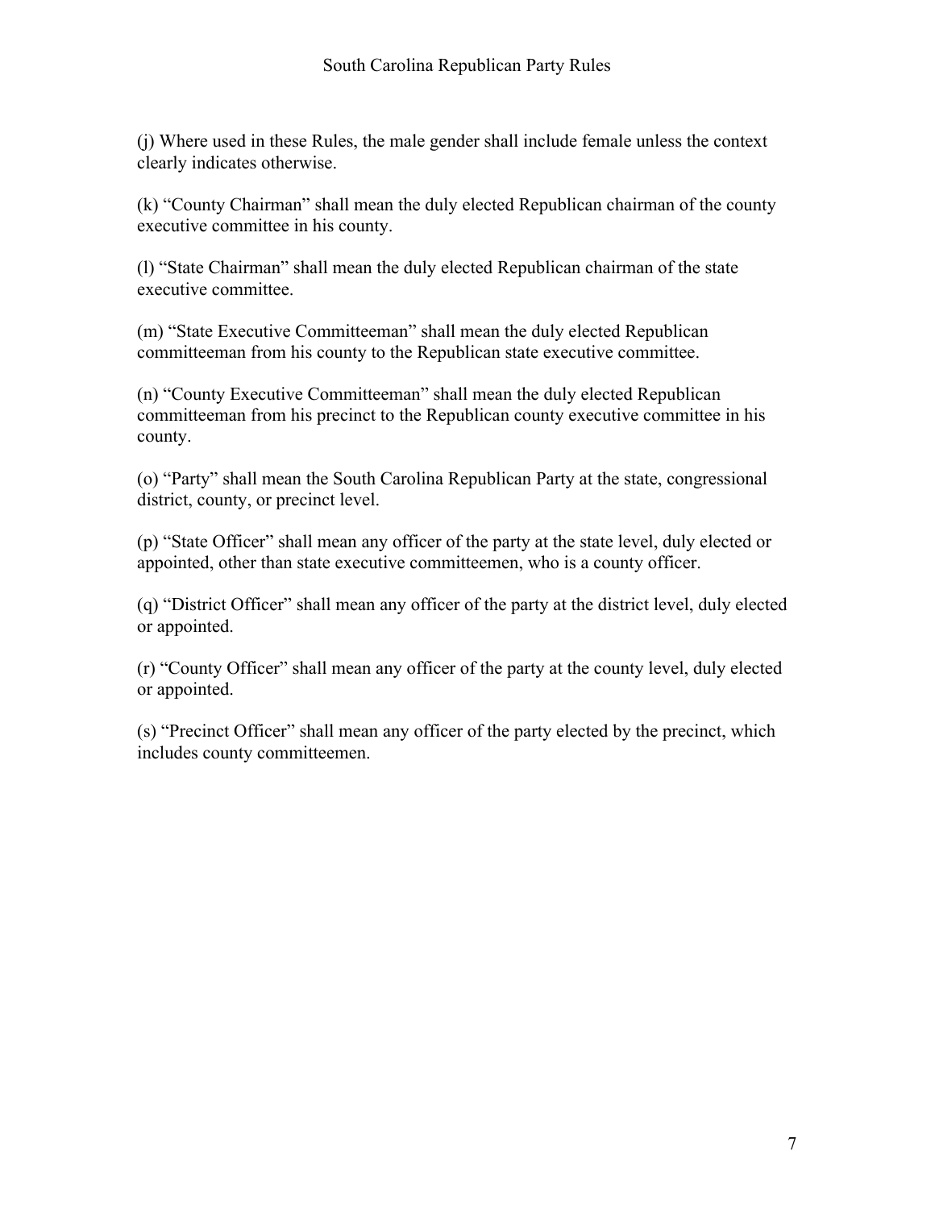(j) Where used in these Rules, the male gender shall include female unless the context clearly indicates otherwise.

(k) “County Chairman” shall mean the duly elected Republican chairman of the county executive committee in his county.

(l) “State Chairman” shall mean the duly elected Republican chairman of the state executive committee.

(m) “State Executive Committeeman” shall mean the duly elected Republican committeeman from his county to the Republican state executive committee.

(n) “County Executive Committeeman” shall mean the duly elected Republican committeeman from his precinct to the Republican county executive committee in his county.

(o) “Party” shall mean the South Carolina Republican Party at the state, congressional district, county, or precinct level.

(p) “State Officer” shall mean any officer of the party at the state level, duly elected or appointed, other than state executive committeemen, who is a county officer.

(q) “District Officer” shall mean any officer of the party at the district level, duly elected or appointed.

(r) “County Officer” shall mean any officer of the party at the county level, duly elected or appointed.

(s) “Precinct Officer” shall mean any officer of the party elected by the precinct, which includes county committeemen.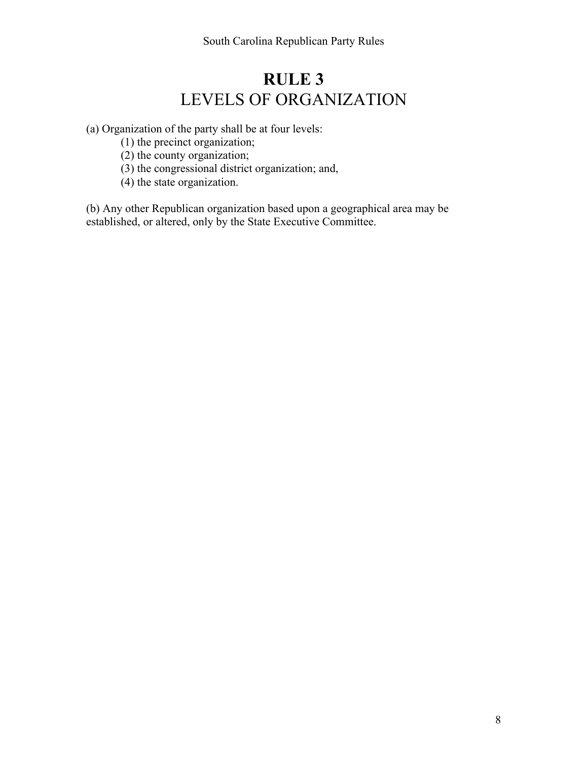# RULE 3
## LEVELS OF ORGANIZATION

(a) Organization of the party shall be at four levels:

(1) the precinct organization;
(2) the county organization;
(3) the congressional district organization; and,
(4) the state organization.

(b) Any other Republican organization based upon a geographical area may be established, or altered, only by the State Executive Committee.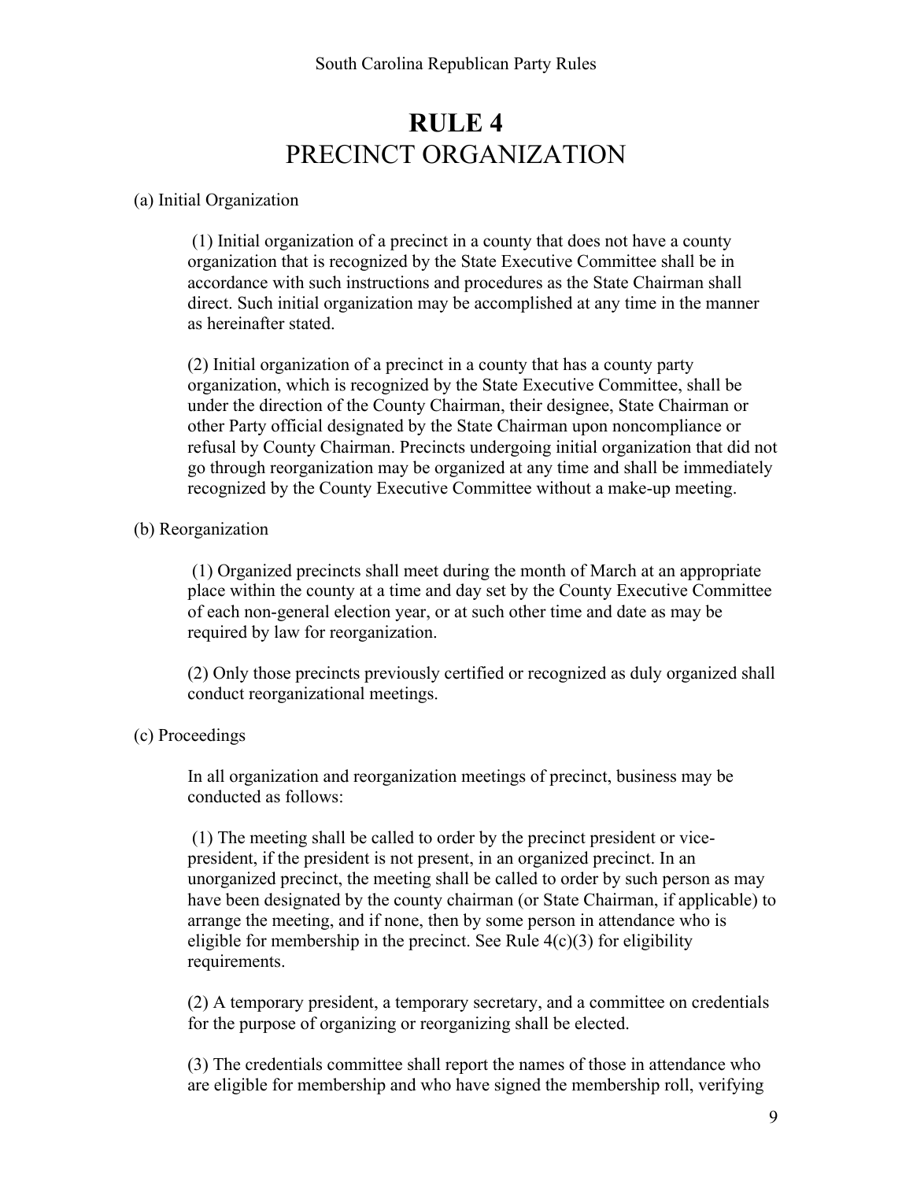# RULE 4
## PRECINCT ORGANIZATION

(a) Initial Organization

(1) Initial organization of a precinct in a county that does not have a county organization that is recognized by the State Executive Committee shall be in accordance with such instructions and procedures as the State Chairman shall direct. Such initial organization may be accomplished at any time in the manner as hereinafter stated.

(2) Initial organization of a precinct in a county that has a county party organization, which is recognized by the State Executive Committee, shall be under the direction of the County Chairman, their designee, State Chairman or other Party official designated by the State Chairman upon noncompliance or refusal by County Chairman. Precincts undergoing initial organization that did not go through reorganization may be organized at any time and shall be immediately recognized by the County Executive Committee without a make-up meeting.

(b) Reorganization

(1) Organized precincts shall meet during the month of March at an appropriate place within the county at a time and day set by the County Executive Committee of each non-general election year, or at such other time and date as may be required by law for reorganization.

(2) Only those precincts previously certified or recognized as duly organized shall conduct reorganizational meetings.

(c) Proceedings

In all organization and reorganization meetings of precinct, business may be conducted as follows:

(1) The meeting shall be called to order by the precinct president or vice-president, if the president is not present, in an organized precinct. In an unorganized precinct, the meeting shall be called to order by such person as may have been designated by the county chairman (or State Chairman, if applicable) to arrange the meeting, and if none, then by some person in attendance who is eligible for membership in the precinct. See Rule 4(c)(3) for eligibility requirements.

(2) A temporary president, a temporary secretary, and a committee on credentials for the purpose of organizing or reorganizing shall be elected.

(3) The credentials committee shall report the names of those in attendance who are eligible for membership and who have signed the membership roll, verifying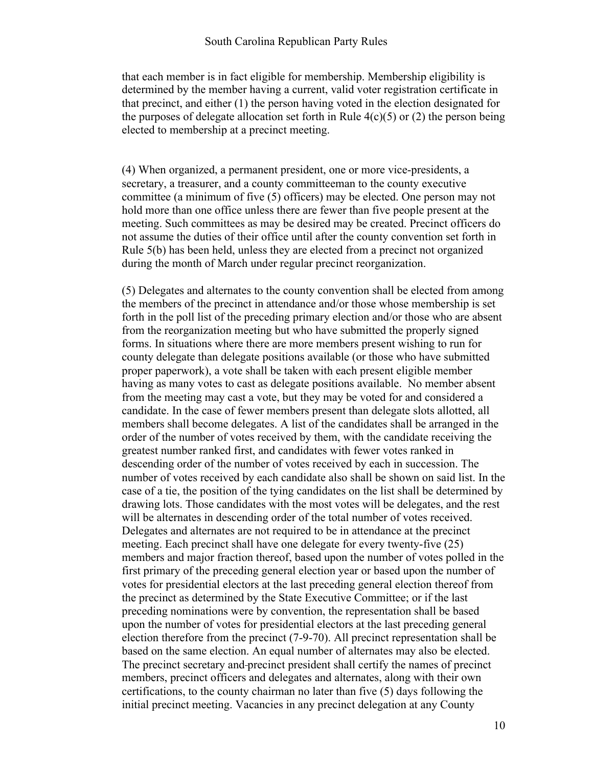that each member is in fact eligible for membership. Membership eligibility is determined by the member having a current, valid voter registration certificate in that precinct, and either (1) the person having voted in the election designated for the purposes of delegate allocation set forth in Rule 4(c)(5) or (2) the person being elected to membership at a precinct meeting.

(4) When organized, a permanent president, one or more vice-presidents, a secretary, a treasurer, and a county committeeman to the county executive committee (a minimum of five (5) officers) may be elected. One person may not hold more than one office unless there are fewer than five people present at the meeting. Such committees as may be desired may be created. Precinct officers do not assume the duties of their office until after the county convention set forth in Rule 5(b) has been held, unless they are elected from a precinct not organized during the month of March under regular precinct reorganization.

(5) Delegates and alternates to the county convention shall be elected from among the members of the precinct in attendance and/or those whose membership is set forth in the poll list of the preceding primary election and/or those who are absent from the reorganization meeting but who have submitted the properly signed forms. In situations where there are more members present wishing to run for county delegate than delegate positions available (or those who have submitted proper paperwork), a vote shall be taken with each present eligible member having as many votes to cast as delegate positions available. No member absent from the meeting may cast a vote, but they may be voted for and considered a candidate. In the case of fewer members present than delegate slots allotted, all members shall become delegates. A list of the candidates shall be arranged in the order of the number of votes received by them, with the candidate receiving the greatest number ranked first, and candidates with fewer votes ranked in descending order of the number of votes received by each in succession. The number of votes received by each candidate also shall be shown on said list. In the case of a tie, the position of the tying candidates on the list shall be determined by drawing lots. Those candidates with the most votes will be delegates, and the rest will be alternates in descending order of the total number of votes received. Delegates and alternates are not required to be in attendance at the precinct meeting. Each precinct shall have one delegate for every twenty-five (25) members and major fraction thereof, based upon the number of votes polled in the first primary of the preceding general election year or based upon the number of votes for presidential electors at the last preceding general election thereof from the precinct as determined by the State Executive Committee; or if the last preceding nominations were by convention, the representation shall be based upon the number of votes for presidential electors at the last preceding general election therefore from the precinct (7-9-70). All precinct representation shall be based on the same election. An equal number of alternates may also be elected. The precinct secretary and precinct president shall certify the names of precinct members, precinct officers and delegates and alternates, along with their own certifications, to the county chairman no later than five (5) days following the initial precinct meeting. Vacancies in any precinct delegation at any County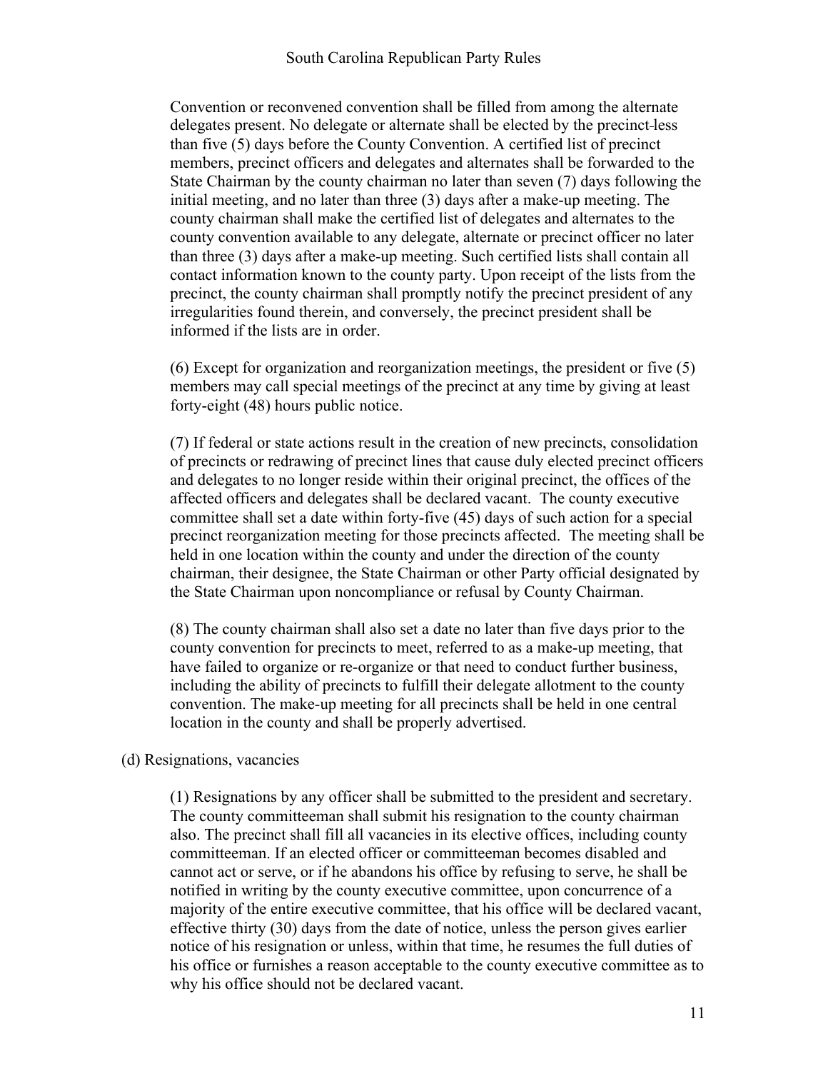Convention or reconvened convention shall be filled from among the alternate delegates present. No delegate or alternate shall be elected by the precinct less than five (5) days before the County Convention. A certified list of precinct members, precinct officers and delegates and alternates shall be forwarded to the State Chairman by the county chairman no later than seven (7) days following the initial meeting, and no later than three (3) days after a make-up meeting. The county chairman shall make the certified list of delegates and alternates to the county convention available to any delegate, alternate or precinct officer no later than three (3) days after a make-up meeting. Such certified lists shall contain all contact information known to the county party. Upon receipt of the lists from the precinct, the county chairman shall promptly notify the precinct president of any irregularities found therein, and conversely, the precinct president shall be informed if the lists are in order.

(6) Except for organization and reorganization meetings, the president or five (5) members may call special meetings of the precinct at any time by giving at least forty-eight (48) hours public notice.

(7) If federal or state actions result in the creation of new precincts, consolidation of precincts or redrawing of precinct lines that cause duly elected precinct officers and delegates to no longer reside within their original precinct, the offices of the affected officers and delegates shall be declared vacant. The county executive committee shall set a date within forty-five (45) days of such action for a special precinct reorganization meeting for those precincts affected. The meeting shall be held in one location within the county and under the direction of the county chairman, their designee, the State Chairman or other Party official designated by the State Chairman upon noncompliance or refusal by County Chairman.

(8) The county chairman shall also set a date no later than five days prior to the county convention for precincts to meet, referred to as a make-up meeting, that have failed to organize or re-organize or that need to conduct further business, including the ability of precincts to fulfill their delegate allotment to the county convention. The make-up meeting for all precincts shall be held in one central location in the county and shall be properly advertised.

(d) Resignations, vacancies

(1) Resignations by any officer shall be submitted to the president and secretary. The county committeeman shall submit his resignation to the county chairman also. The precinct shall fill all vacancies in its elective offices, including county committeeman. If an elected officer or committeeman becomes disabled and cannot act or serve, or if he abandons his office by refusing to serve, he shall be notified in writing by the county executive committee, upon concurrence of a majority of the entire executive committee, that his office will be declared vacant, effective thirty (30) days from the date of notice, unless the person gives earlier notice of his resignation or unless, within that time, he resumes the full duties of his office or furnishes a reason acceptable to the county executive committee as to why his office should not be declared vacant.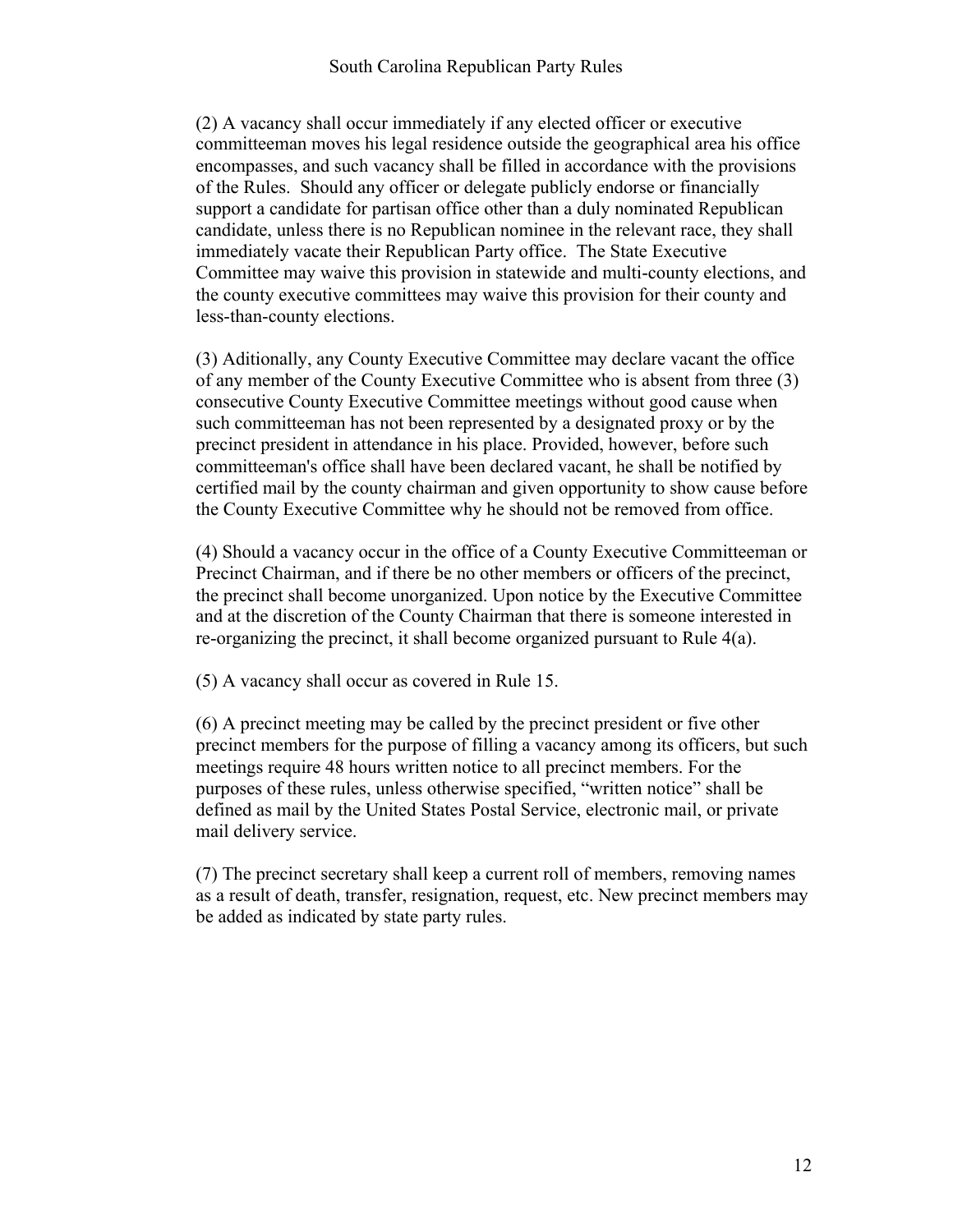(2) A vacancy shall occur immediately if any elected officer or executive committeeman moves his legal residence outside the geographical area his office encompasses, and such vacancy shall be filled in accordance with the provisions of the Rules. Should any officer or delegate publicly endorse or financially support a candidate for partisan office other than a duly nominated Republican candidate, unless there is no Republican nominee in the relevant race, they shall immediately vacate their Republican Party office. The State Executive Committee may waive this provision in statewide and multi-county elections, and the county executive committees may waive this provision for their county and less-than-county elections.

(3) Aditionally, any County Executive Committee may declare vacant the office of any member of the County Executive Committee who is absent from three (3) consecutive County Executive Committee meetings without good cause when such committeeman has not been represented by a designated proxy or by the precinct president in attendance in his place. Provided, however, before such committeeman's office shall have been declared vacant, he shall be notified by certified mail by the county chairman and given opportunity to show cause before the County Executive Committee why he should not be removed from office.

(4) Should a vacancy occur in the office of a County Executive Committeeman or Precinct Chairman, and if there be no other members or officers of the precinct, the precinct shall become unorganized. Upon notice by the Executive Committee and at the discretion of the County Chairman that there is someone interested in re-organizing the precinct, it shall become organized pursuant to Rule 4(a).

(5) A vacancy shall occur as covered in Rule 15.

(6) A precinct meeting may be called by the precinct president or five other precinct members for the purpose of filling a vacancy among its officers, but such meetings require 48 hours written notice to all precinct members. For the purposes of these rules, unless otherwise specified, "written notice" shall be defined as mail by the United States Postal Service, electronic mail, or private mail delivery service.

(7) The precinct secretary shall keep a current roll of members, removing names as a result of death, transfer, resignation, request, etc. New precinct members may be added as indicated by state party rules.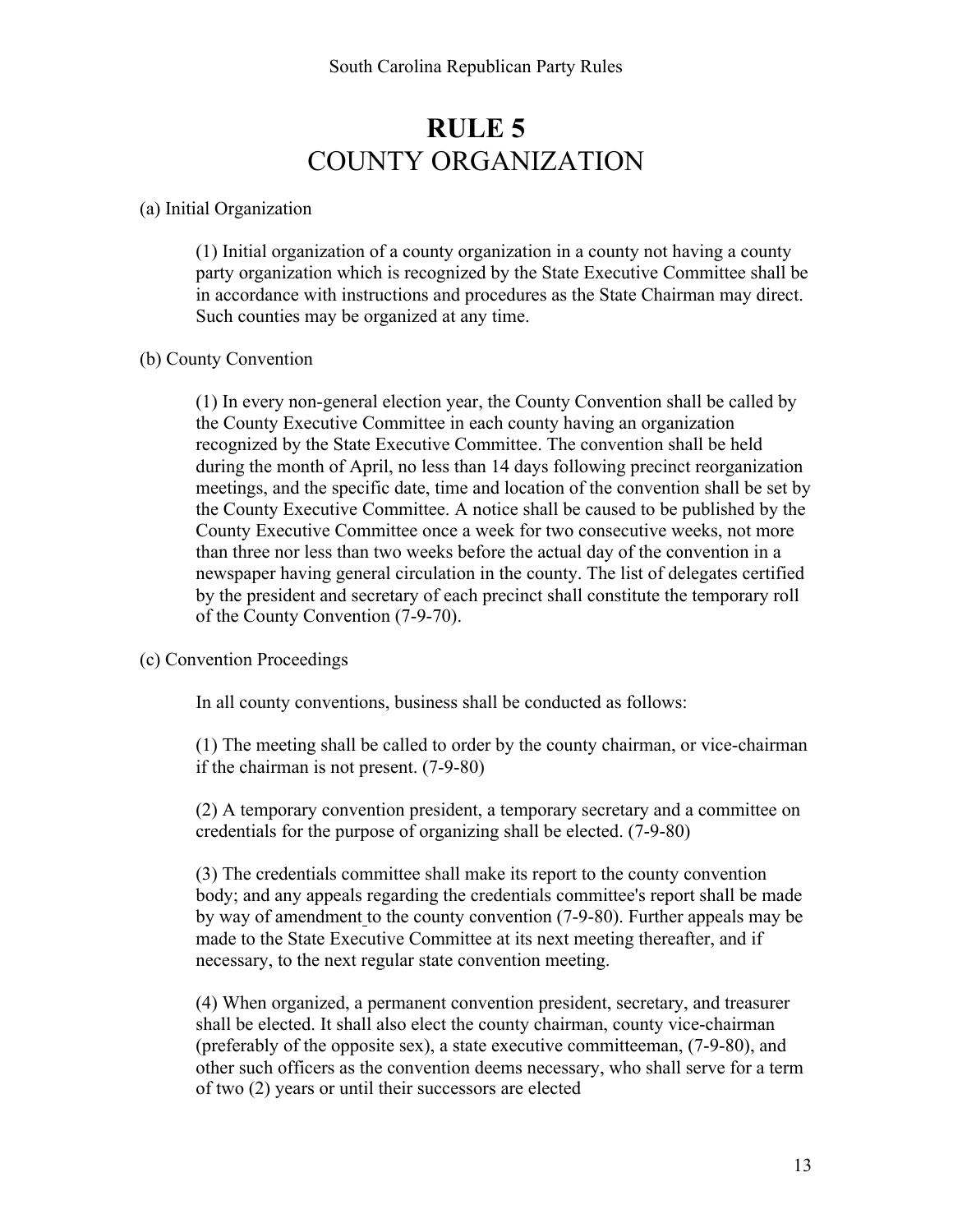# RULE 5
## COUNTY ORGANIZATION

(a) Initial Organization

(1) Initial organization of a county organization in a county not having a county party organization which is recognized by the State Executive Committee shall be in accordance with instructions and procedures as the State Chairman may direct. Such counties may be organized at any time.

(b) County Convention

(1) In every non-general election year, the County Convention shall be called by the County Executive Committee in each county having an organization recognized by the State Executive Committee. The convention shall be held during the month of April, no less than 14 days following precinct reorganization meetings, and the specific date, time and location of the convention shall be set by the County Executive Committee. A notice shall be caused to be published by the County Executive Committee once a week for two consecutive weeks, not more than three nor less than two weeks before the actual day of the convention in a newspaper having general circulation in the county. The list of delegates certified by the president and secretary of each precinct shall constitute the temporary roll of the County Convention (7-9-70).

(c) Convention Proceedings

In all county conventions, business shall be conducted as follows:

(1) The meeting shall be called to order by the county chairman, or vice-chairman if the chairman is not present. (7-9-80)

(2) A temporary convention president, a temporary secretary and a committee on credentials for the purpose of organizing shall be elected. (7-9-80)

(3) The credentials committee shall make its report to the county convention body; and any appeals regarding the credentials committee's report shall be made by way of amendment to the county convention (7-9-80). Further appeals may be made to the State Executive Committee at its next meeting thereafter, and if necessary, to the next regular state convention meeting.

(4) When organized, a permanent convention president, secretary, and treasurer shall be elected. It shall also elect the county chairman, county vice-chairman (preferably of the opposite sex), a state executive committeeman, (7-9-80), and other such officers as the convention deems necessary, who shall serve for a term of two (2) years or until their successors are elected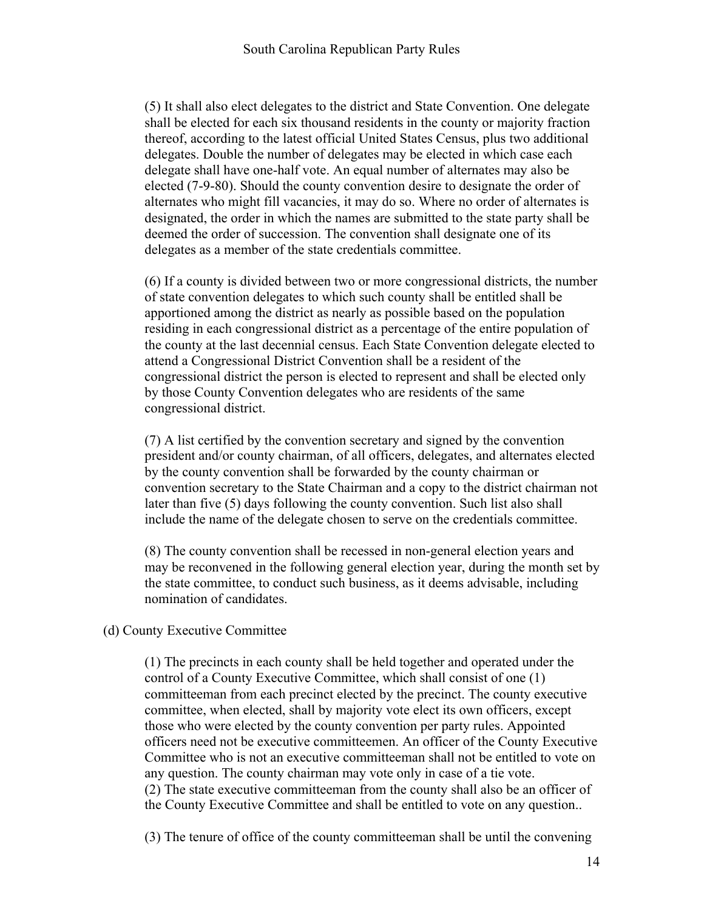(5) It shall also elect delegates to the district and State Convention. One delegate shall be elected for each six thousand residents in the county or majority fraction thereof, according to the latest official United States Census, plus two additional delegates. Double the number of delegates may be elected in which case each delegate shall have one-half vote. An equal number of alternates may also be elected (7-9-80). Should the county convention desire to designate the order of alternates who might fill vacancies, it may do so. Where no order of alternates is designated, the order in which the names are submitted to the state party shall be deemed the order of succession. The convention shall designate one of its delegates as a member of the state credentials committee.

(6) If a county is divided between two or more congressional districts, the number of state convention delegates to which such county shall be entitled shall be apportioned among the district as nearly as possible based on the population residing in each congressional district as a percentage of the entire population of the county at the last decennial census. Each State Convention delegate elected to attend a Congressional District Convention shall be a resident of the congressional district the person is elected to represent and shall be elected only by those County Convention delegates who are residents of the same congressional district.

(7) A list certified by the convention secretary and signed by the convention president and/or county chairman, of all officers, delegates, and alternates elected by the county convention shall be forwarded by the county chairman or convention secretary to the State Chairman and a copy to the district chairman not later than five (5) days following the county convention. Such list also shall include the name of the delegate chosen to serve on the credentials committee.

(8) The county convention shall be recessed in non-general election years and may be reconvened in the following general election year, during the month set by the state committee, to conduct such business, as it deems advisable, including nomination of candidates.

(d) County Executive Committee

(1) The precincts in each county shall be held together and operated under the control of a County Executive Committee, which shall consist of one (1) committeeman from each precinct elected by the precinct. The county executive committee, when elected, shall by majority vote elect its own officers, except those who were elected by the county convention per party rules. Appointed officers need not be executive committeemen. An officer of the County Executive Committee who is not an executive committeeman shall not be entitled to vote on any question. The county chairman may vote only in case of a tie vote.
(2) The state executive committeeman from the county shall also be an officer of the County Executive Committee and shall be entitled to vote on any question..

(3) The tenure of office of the county committeeman shall be until the convening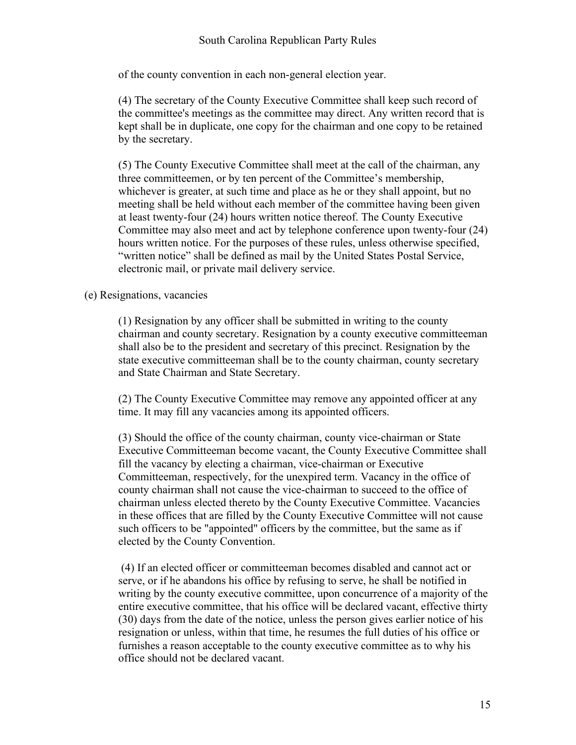of the county convention in each non-general election year.

(4) The secretary of the County Executive Committee shall keep such record of the committee's meetings as the committee may direct. Any written record that is kept shall be in duplicate, one copy for the chairman and one copy to be retained by the secretary.

(5) The County Executive Committee shall meet at the call of the chairman, any three committeemen, or by ten percent of the Committee's membership, whichever is greater, at such time and place as he or they shall appoint, but no meeting shall be held without each member of the committee having been given at least twenty-four (24) hours written notice thereof. The County Executive Committee may also meet and act by telephone conference upon twenty-four (24) hours written notice. For the purposes of these rules, unless otherwise specified, "written notice" shall be defined as mail by the United States Postal Service, electronic mail, or private mail delivery service.

(e) Resignations, vacancies

(1) Resignation by any officer shall be submitted in writing to the county chairman and county secretary. Resignation by a county executive committeeman shall also be to the president and secretary of this precinct. Resignation by the state executive committeeman shall be to the county chairman, county secretary and State Chairman and State Secretary.

(2) The County Executive Committee may remove any appointed officer at any time. It may fill any vacancies among its appointed officers.

(3) Should the office of the county chairman, county vice-chairman or State Executive Committeeman become vacant, the County Executive Committee shall fill the vacancy by electing a chairman, vice-chairman or Executive Committeeman, respectively, for the unexpired term. Vacancy in the office of county chairman shall not cause the vice-chairman to succeed to the office of chairman unless elected thereto by the County Executive Committee. Vacancies in these offices that are filled by the County Executive Committee will not cause such officers to be "appointed" officers by the committee, but the same as if elected by the County Convention.

(4) If an elected officer or committeeman becomes disabled and cannot act or serve, or if he abandons his office by refusing to serve, he shall be notified in writing by the county executive committee, upon concurrence of a majority of the entire executive committee, that his office will be declared vacant, effective thirty (30) days from the date of the notice, unless the person gives earlier notice of his resignation or unless, within that time, he resumes the full duties of his office or furnishes a reason acceptable to the county executive committee as to why his office should not be declared vacant.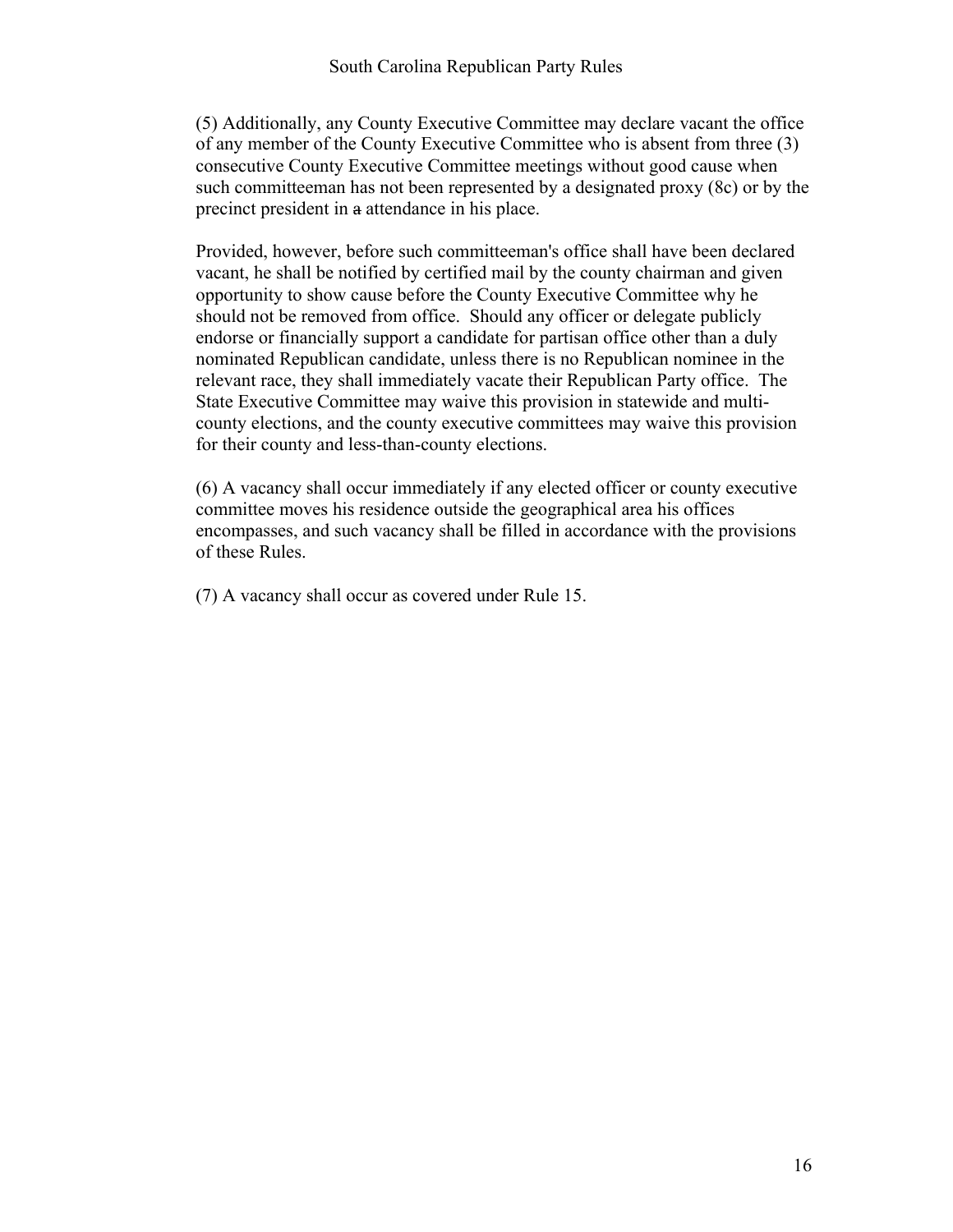(5) Additionally, any County Executive Committee may declare vacant the office of any member of the County Executive Committee who is absent from three (3) consecutive County Executive Committee meetings without good cause when such committeeman has not been represented by a designated proxy (8c) or by the precinct president in ~~a~~ attendance in his place.

Provided, however, before such committeeman's office shall have been declared vacant, he shall be notified by certified mail by the county chairman and given opportunity to show cause before the County Executive Committee why he should not be removed from office. Should any officer or delegate publicly endorse or financially support a candidate for partisan office other than a duly nominated Republican candidate, unless there is no Republican nominee in the relevant race, they shall immediately vacate their Republican Party office. The State Executive Committee may waive this provision in statewide and multi-county elections, and the county executive committees may waive this provision for their county and less-than-county elections.

(6) A vacancy shall occur immediately if any elected officer or county executive committee moves his residence outside the geographical area his offices encompasses, and such vacancy shall be filled in accordance with the provisions of these Rules.

(7) A vacancy shall occur as covered under Rule 15.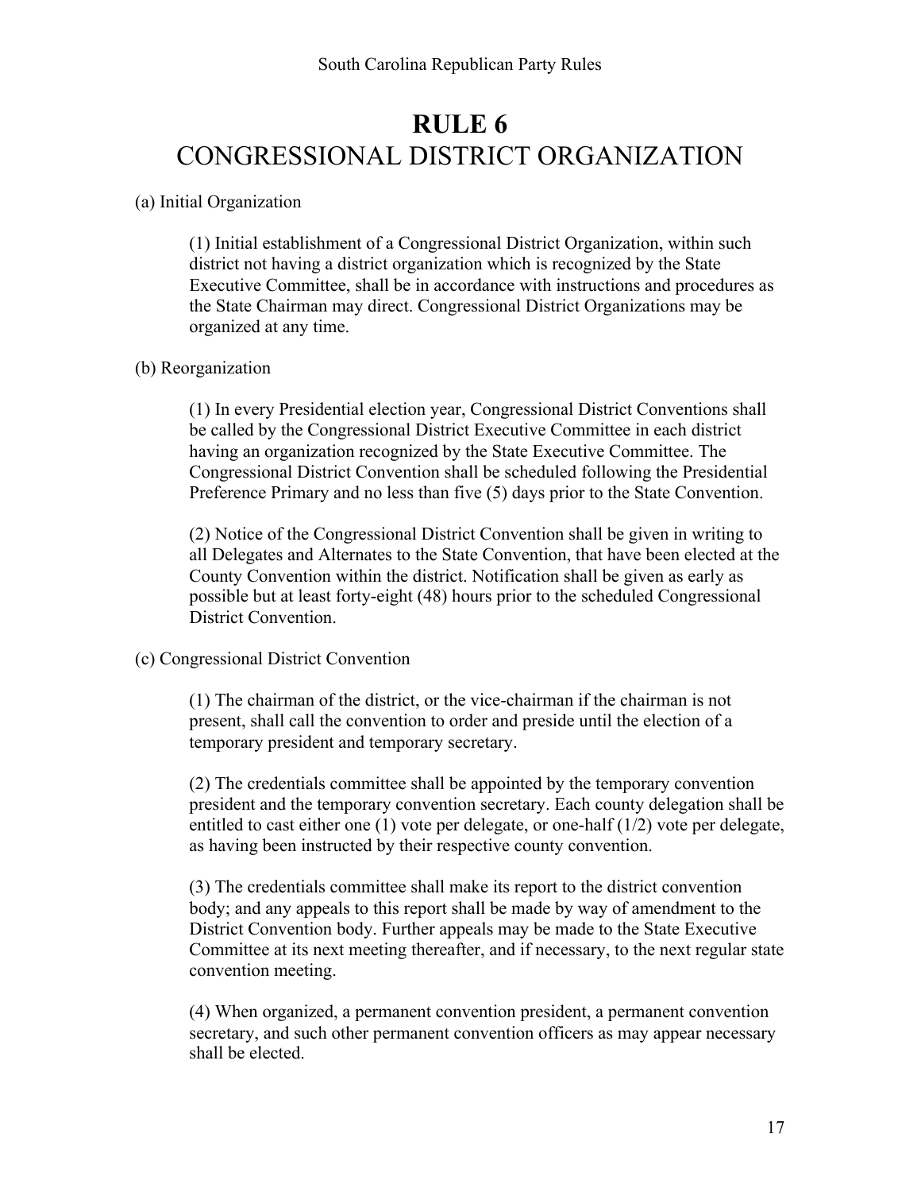# RULE 6
# CONGRESSIONAL DISTRICT ORGANIZATION

(a) Initial Organization

(1) Initial establishment of a Congressional District Organization, within such district not having a district organization which is recognized by the State Executive Committee, shall be in accordance with instructions and procedures as the State Chairman may direct. Congressional District Organizations may be organized at any time.

(b) Reorganization

(1) In every Presidential election year, Congressional District Conventions shall be called by the Congressional District Executive Committee in each district having an organization recognized by the State Executive Committee. The Congressional District Convention shall be scheduled following the Presidential Preference Primary and no less than five (5) days prior to the State Convention.

(2) Notice of the Congressional District Convention shall be given in writing to all Delegates and Alternates to the State Convention, that have been elected at the County Convention within the district. Notification shall be given as early as possible but at least forty-eight (48) hours prior to the scheduled Congressional District Convention.

(c) Congressional District Convention

(1) The chairman of the district, or the vice-chairman if the chairman is not present, shall call the convention to order and preside until the election of a temporary president and temporary secretary.

(2) The credentials committee shall be appointed by the temporary convention president and the temporary convention secretary. Each county delegation shall be entitled to cast either one (1) vote per delegate, or one-half (1/2) vote per delegate, as having been instructed by their respective county convention.

(3) The credentials committee shall make its report to the district convention body; and any appeals to this report shall be made by way of amendment to the District Convention body. Further appeals may be made to the State Executive Committee at its next meeting thereafter, and if necessary, to the next regular state convention meeting.

(4) When organized, a permanent convention president, a permanent convention secretary, and such other permanent convention officers as may appear necessary shall be elected.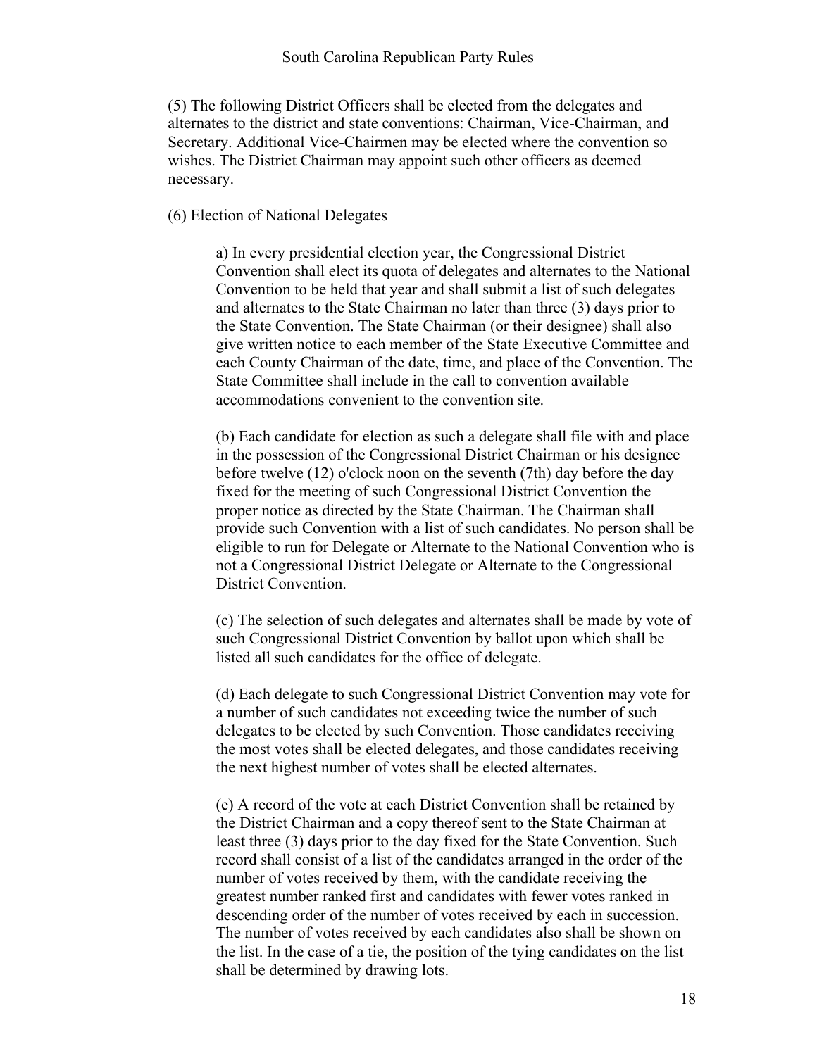(5) The following District Officers shall be elected from the delegates and alternates to the district and state conventions: Chairman, Vice-Chairman, and Secretary. Additional Vice-Chairmen may be elected where the convention so wishes. The District Chairman may appoint such other officers as deemed necessary.

(6) Election of National Delegates

> a) In every presidential election year, the Congressional District Convention shall elect its quota of delegates and alternates to the National Convention to be held that year and shall submit a list of such delegates and alternates to the State Chairman no later than three (3) days prior to the State Convention. The State Chairman (or their designee) shall also give written notice to each member of the State Executive Committee and each County Chairman of the date, time, and place of the Convention. The State Committee shall include in the call to convention available accommodations convenient to the convention site.
>
> (b) Each candidate for election as such a delegate shall file with and place in the possession of the Congressional District Chairman or his designee before twelve (12) o'clock noon on the seventh (7th) day before the day fixed for the meeting of such Congressional District Convention the proper notice as directed by the State Chairman. The Chairman shall provide such Convention with a list of such candidates. No person shall be eligible to run for Delegate or Alternate to the National Convention who is not a Congressional District Delegate or Alternate to the Congressional District Convention.
>
> (c) The selection of such delegates and alternates shall be made by vote of such Congressional District Convention by ballot upon which shall be listed all such candidates for the office of delegate.
>
> (d) Each delegate to such Congressional District Convention may vote for a number of such candidates not exceeding twice the number of such delegates to be elected by such Convention. Those candidates receiving the most votes shall be elected delegates, and those candidates receiving the next highest number of votes shall be elected alternates.
>
> (e) A record of the vote at each District Convention shall be retained by the District Chairman and a copy thereof sent to the State Chairman at least three (3) days prior to the day fixed for the State Convention. Such record shall consist of a list of the candidates arranged in the order of the number of votes received by them, with the candidate receiving the greatest number ranked first and candidates with fewer votes ranked in descending order of the number of votes received by each in succession. The number of votes received by each candidates also shall be shown on the list. In the case of a tie, the position of the tying candidates on the list shall be determined by drawing lots.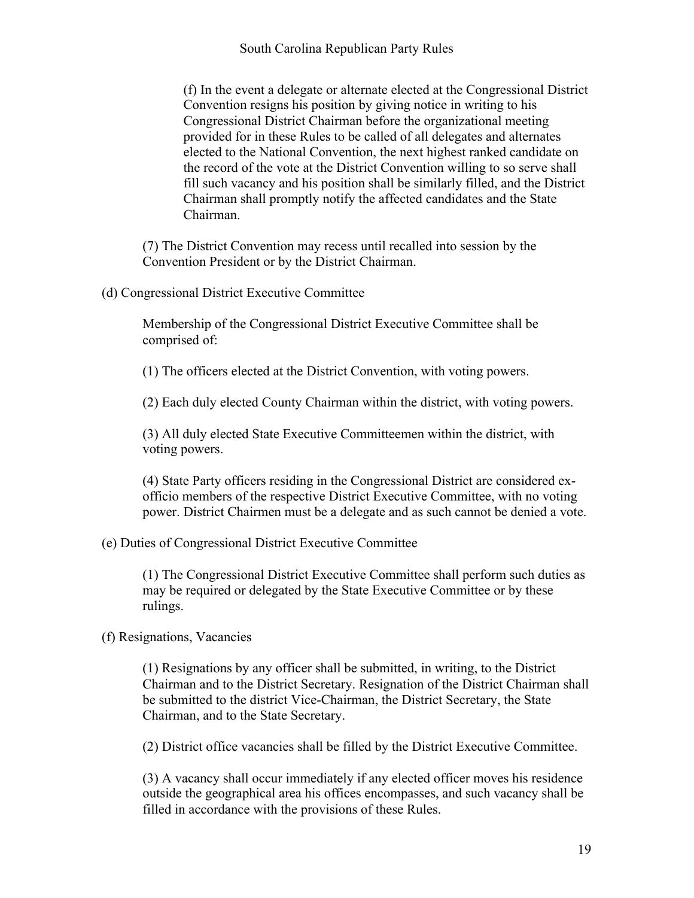(f) In the event a delegate or alternate elected at the Congressional District Convention resigns his position by giving notice in writing to his Congressional District Chairman before the organizational meeting provided for in these Rules to be called of all delegates and alternates elected to the National Convention, the next highest ranked candidate on the record of the vote at the District Convention willing to so serve shall fill such vacancy and his position shall be similarly filled, and the District Chairman shall promptly notify the affected candidates and the State Chairman.

(7) The District Convention may recess until recalled into session by the Convention President or by the District Chairman.

(d) Congressional District Executive Committee

Membership of the Congressional District Executive Committee shall be comprised of:

(1) The officers elected at the District Convention, with voting powers.

(2) Each duly elected County Chairman within the district, with voting powers.

(3) All duly elected State Executive Committeemen within the district, with voting powers.

(4) State Party officers residing in the Congressional District are considered ex-officio members of the respective District Executive Committee, with no voting power. District Chairmen must be a delegate and as such cannot be denied a vote.

(e) Duties of Congressional District Executive Committee

(1) The Congressional District Executive Committee shall perform such duties as may be required or delegated by the State Executive Committee or by these rulings.

(f) Resignations, Vacancies

(1) Resignations by any officer shall be submitted, in writing, to the District Chairman and to the District Secretary. Resignation of the District Chairman shall be submitted to the district Vice-Chairman, the District Secretary, the State Chairman, and to the State Secretary.

(2) District office vacancies shall be filled by the District Executive Committee.

(3) A vacancy shall occur immediately if any elected officer moves his residence outside the geographical area his offices encompasses, and such vacancy shall be filled in accordance with the provisions of these Rules.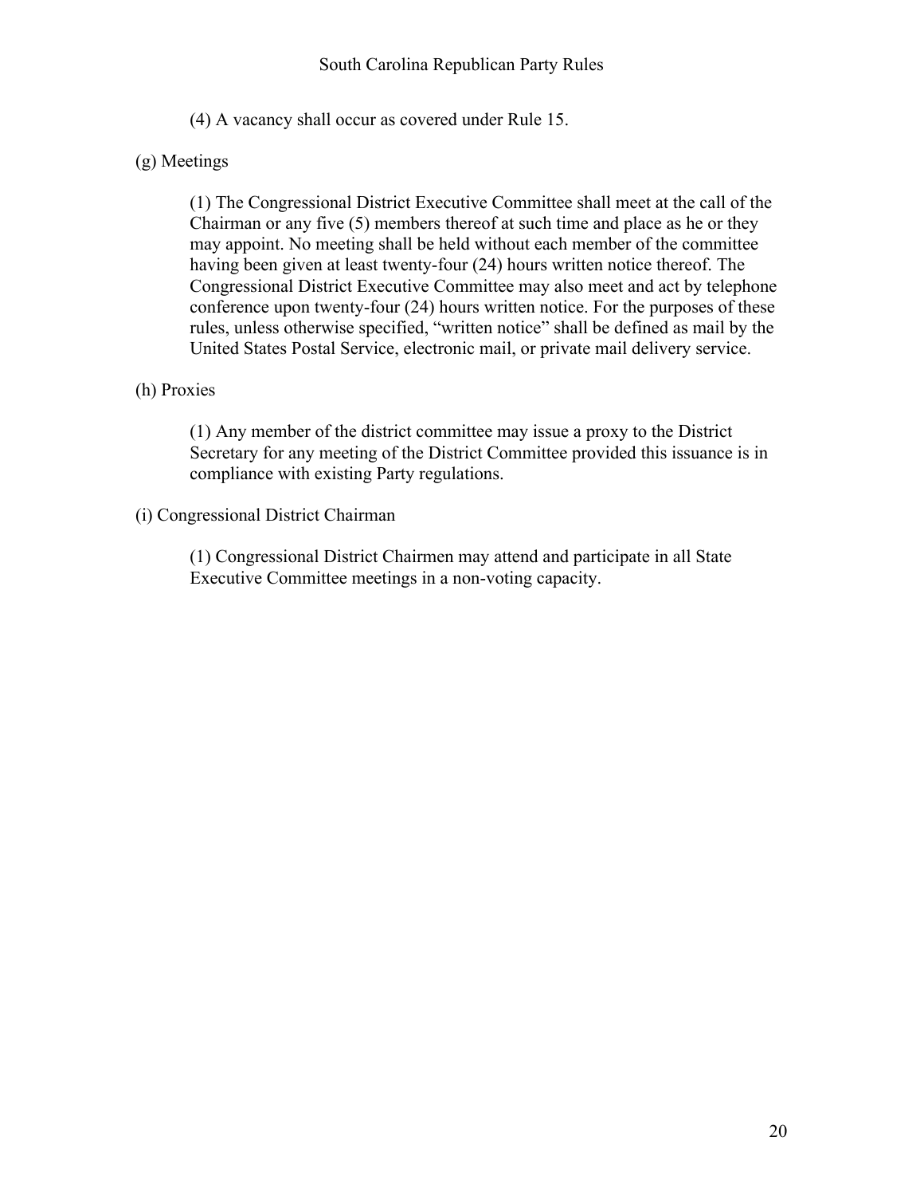(4) A vacancy shall occur as covered under Rule 15.

(g) Meetings

(1) The Congressional District Executive Committee shall meet at the call of the Chairman or any five (5) members thereof at such time and place as he or they may appoint. No meeting shall be held without each member of the committee having been given at least twenty-four (24) hours written notice thereof. The Congressional District Executive Committee may also meet and act by telephone conference upon twenty-four (24) hours written notice. For the purposes of these rules, unless otherwise specified, "written notice" shall be defined as mail by the United States Postal Service, electronic mail, or private mail delivery service.

(h) Proxies

(1) Any member of the district committee may issue a proxy to the District Secretary for any meeting of the District Committee provided this issuance is in compliance with existing Party regulations.

(i) Congressional District Chairman

(1) Congressional District Chairmen may attend and participate in all State Executive Committee meetings in a non-voting capacity.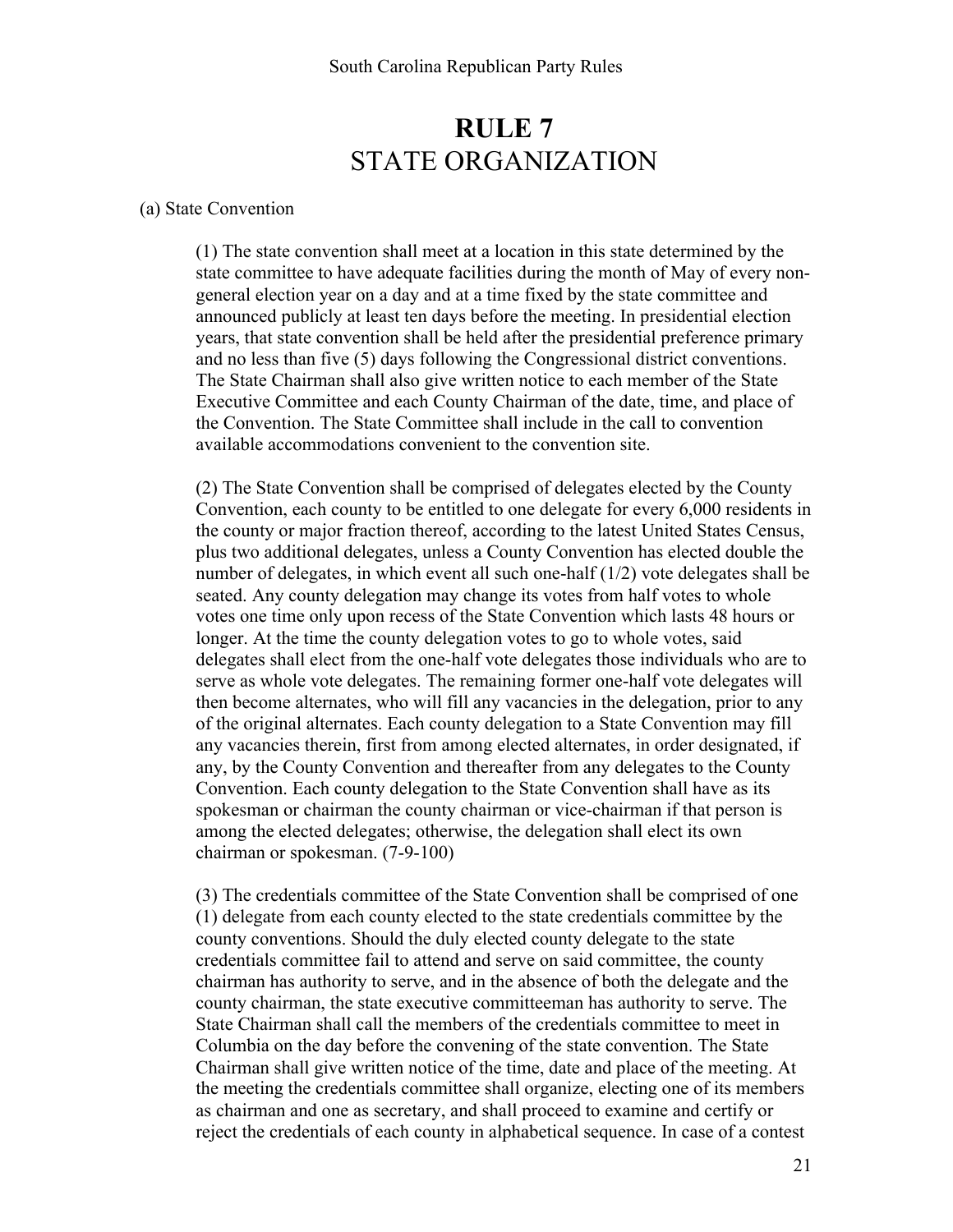# RULE 7
## STATE ORGANIZATION

(a) State Convention

(1) The state convention shall meet at a location in this state determined by the state committee to have adequate facilities during the month of May of every non-general election year on a day and at a time fixed by the state committee and announced publicly at least ten days before the meeting. In presidential election years, that state convention shall be held after the presidential preference primary and no less than five (5) days following the Congressional district conventions. The State Chairman shall also give written notice to each member of the State Executive Committee and each County Chairman of the date, time, and place of the Convention. The State Committee shall include in the call to convention available accommodations convenient to the convention site.

(2) The State Convention shall be comprised of delegates elected by the County Convention, each county to be entitled to one delegate for every 6,000 residents in the county or major fraction thereof, according to the latest United States Census, plus two additional delegates, unless a County Convention has elected double the number of delegates, in which event all such one-half (1/2) vote delegates shall be seated. Any county delegation may change its votes from half votes to whole votes one time only upon recess of the State Convention which lasts 48 hours or longer. At the time the county delegation votes to go to whole votes, said delegates shall elect from the one-half vote delegates those individuals who are to serve as whole vote delegates. The remaining former one-half vote delegates will then become alternates, who will fill any vacancies in the delegation, prior to any of the original alternates. Each county delegation to a State Convention may fill any vacancies therein, first from among elected alternates, in order designated, if any, by the County Convention and thereafter from any delegates to the County Convention. Each county delegation to the State Convention shall have as its spokesman or chairman the county chairman or vice-chairman if that person is among the elected delegates; otherwise, the delegation shall elect its own chairman or spokesman. (7-9-100)

(3) The credentials committee of the State Convention shall be comprised of one (1) delegate from each county elected to the state credentials committee by the county conventions. Should the duly elected county delegate to the state credentials committee fail to attend and serve on said committee, the county chairman has authority to serve, and in the absence of both the delegate and the county chairman, the state executive committeeman has authority to serve. The State Chairman shall call the members of the credentials committee to meet in Columbia on the day before the convening of the state convention. The State Chairman shall give written notice of the time, date and place of the meeting. At the meeting the credentials committee shall organize, electing one of its members as chairman and one as secretary, and shall proceed to examine and certify or reject the credentials of each county in alphabetical sequence. In case of a contest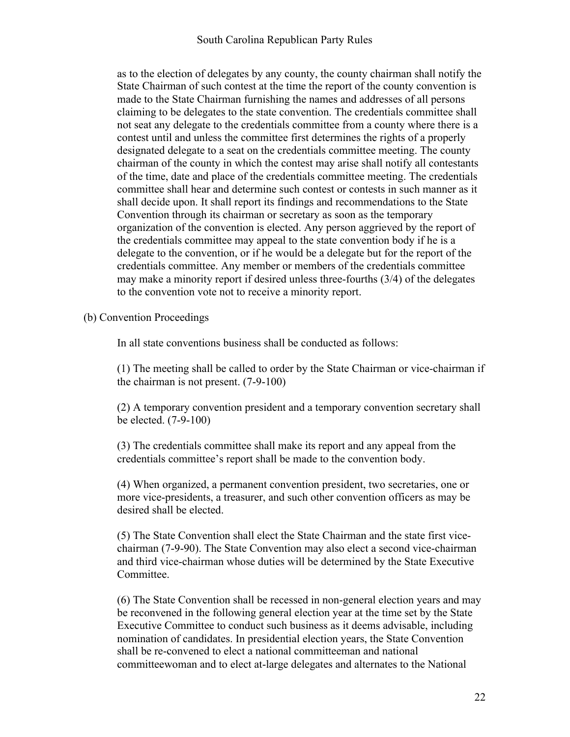as to the election of delegates by any county, the county chairman shall notify the State Chairman of such contest at the time the report of the county convention is made to the State Chairman furnishing the names and addresses of all persons claiming to be delegates to the state convention. The credentials committee shall not seat any delegate to the credentials committee from a county where there is a contest until and unless the committee first determines the rights of a properly designated delegate to a seat on the credentials committee meeting. The county chairman of the county in which the contest may arise shall notify all contestants of the time, date and place of the credentials committee meeting. The credentials committee shall hear and determine such contest or contests in such manner as it shall decide upon. It shall report its findings and recommendations to the State Convention through its chairman or secretary as soon as the temporary organization of the convention is elected. Any person aggrieved by the report of the credentials committee may appeal to the state convention body if he is a delegate to the convention, or if he would be a delegate but for the report of the credentials committee. Any member or members of the credentials committee may make a minority report if desired unless three-fourths (3/4) of the delegates to the convention vote not to receive a minority report.

(b) Convention Proceedings

In all state conventions business shall be conducted as follows:

(1) The meeting shall be called to order by the State Chairman or vice-chairman if the chairman is not present. (7-9-100)

(2) A temporary convention president and a temporary convention secretary shall be elected. (7-9-100)

(3) The credentials committee shall make its report and any appeal from the credentials committee's report shall be made to the convention body.

(4) When organized, a permanent convention president, two secretaries, one or more vice-presidents, a treasurer, and such other convention officers as may be desired shall be elected.

(5) The State Convention shall elect the State Chairman and the state first vice-chairman (7-9-90). The State Convention may also elect a second vice-chairman and third vice-chairman whose duties will be determined by the State Executive Committee.

(6) The State Convention shall be recessed in non-general election years and may be reconvened in the following general election year at the time set by the State Executive Committee to conduct such business as it deems advisable, including nomination of candidates. In presidential election years, the State Convention shall be re-convened to elect a national committeeman and national committeewoman and to elect at-large delegates and alternates to the National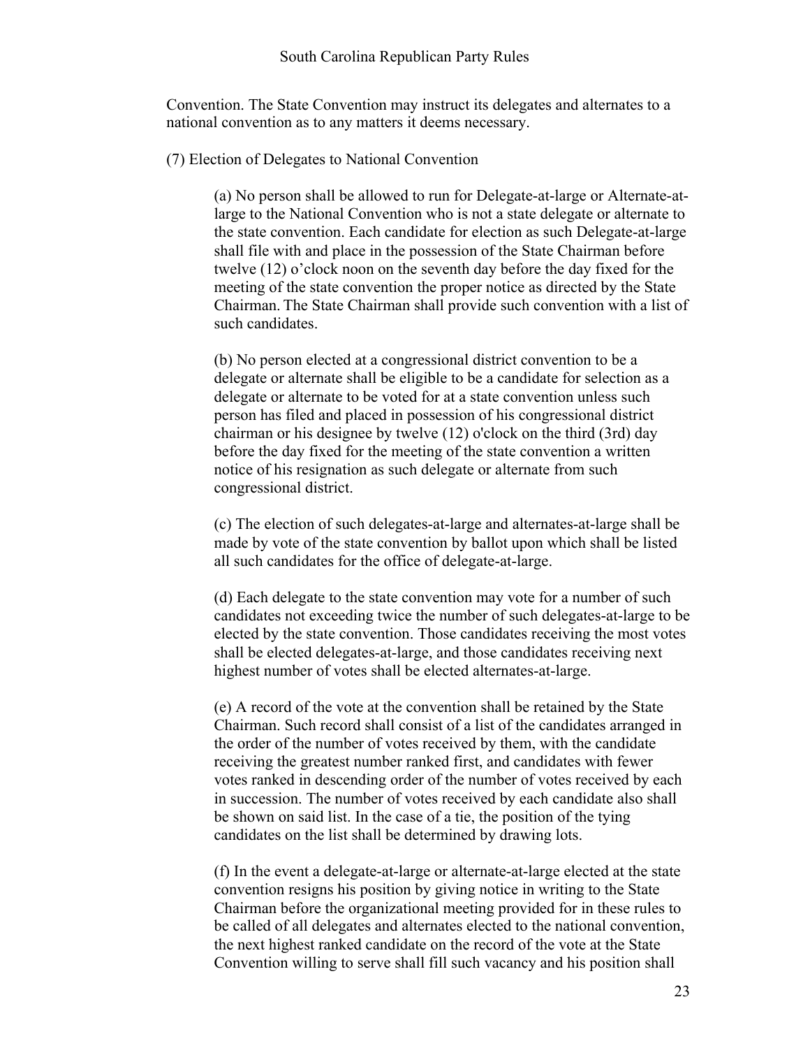Convention. The State Convention may instruct its delegates and alternates to a national convention as to any matters it deems necessary.

(7) Election of Delegates to National Convention

(a) No person shall be allowed to run for Delegate-at-large or Alternate-at-large to the National Convention who is not a state delegate or alternate to the state convention. Each candidate for election as such Delegate-at-large shall file with and place in the possession of the State Chairman before twelve (12) o'clock noon on the seventh day before the day fixed for the meeting of the state convention the proper notice as directed by the State Chairman. The State Chairman shall provide such convention with a list of such candidates.

(b) No person elected at a congressional district convention to be a delegate or alternate shall be eligible to be a candidate for selection as a delegate or alternate to be voted for at a state convention unless such person has filed and placed in possession of his congressional district chairman or his designee by twelve (12) o'clock on the third (3rd) day before the day fixed for the meeting of the state convention a written notice of his resignation as such delegate or alternate from such congressional district.

(c) The election of such delegates-at-large and alternates-at-large shall be made by vote of the state convention by ballot upon which shall be listed all such candidates for the office of delegate-at-large.

(d) Each delegate to the state convention may vote for a number of such candidates not exceeding twice the number of such delegates-at-large to be elected by the state convention. Those candidates receiving the most votes shall be elected delegates-at-large, and those candidates receiving next highest number of votes shall be elected alternates-at-large.

(e) A record of the vote at the convention shall be retained by the State Chairman. Such record shall consist of a list of the candidates arranged in the order of the number of votes received by them, with the candidate receiving the greatest number ranked first, and candidates with fewer votes ranked in descending order of the number of votes received by each in succession. The number of votes received by each candidate also shall be shown on said list. In the case of a tie, the position of the tying candidates on the list shall be determined by drawing lots.

(f) In the event a delegate-at-large or alternate-at-large elected at the state convention resigns his position by giving notice in writing to the State Chairman before the organizational meeting provided for in these rules to be called of all delegates and alternates elected to the national convention, the next highest ranked candidate on the record of the vote at the State Convention willing to serve shall fill such vacancy and his position shall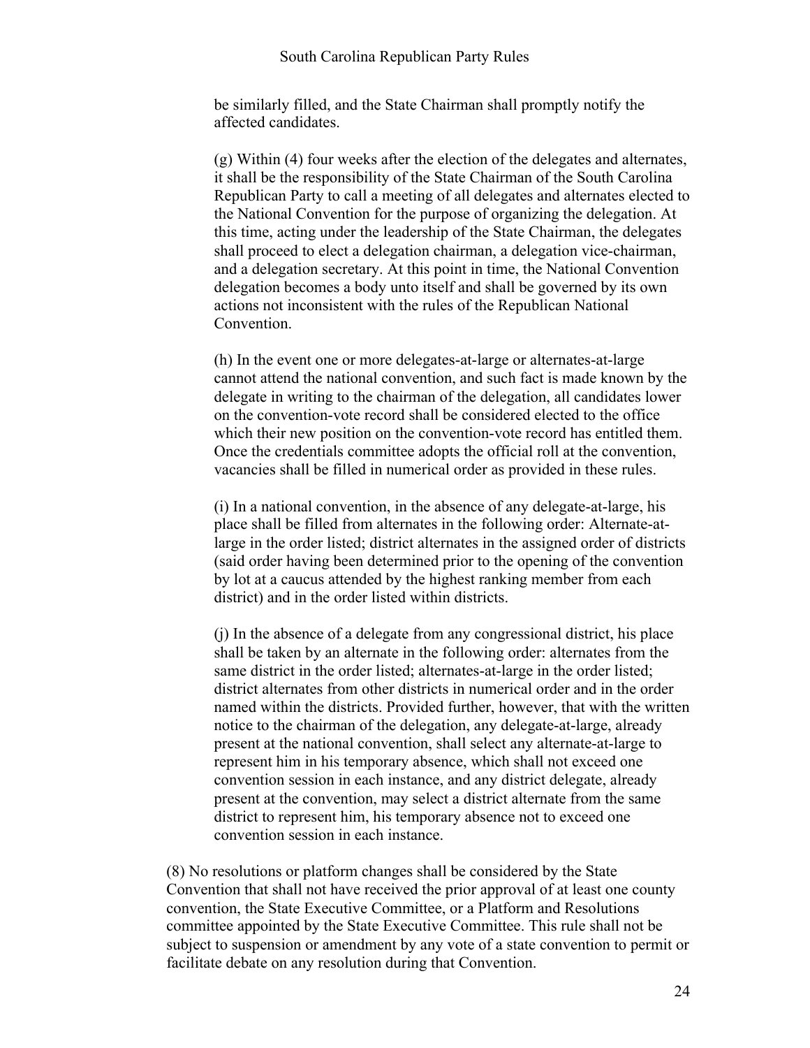be similarly filled, and the State Chairman shall promptly notify the affected candidates.

(g) Within (4) four weeks after the election of the delegates and alternates, it shall be the responsibility of the State Chairman of the South Carolina Republican Party to call a meeting of all delegates and alternates elected to the National Convention for the purpose of organizing the delegation. At this time, acting under the leadership of the State Chairman, the delegates shall proceed to elect a delegation chairman, a delegation vice-chairman, and a delegation secretary. At this point in time, the National Convention delegation becomes a body unto itself and shall be governed by its own actions not inconsistent with the rules of the Republican National Convention.

(h) In the event one or more delegates-at-large or alternates-at-large cannot attend the national convention, and such fact is made known by the delegate in writing to the chairman of the delegation, all candidates lower on the convention-vote record shall be considered elected to the office which their new position on the convention-vote record has entitled them. Once the credentials committee adopts the official roll at the convention, vacancies shall be filled in numerical order as provided in these rules.

(i) In a national convention, in the absence of any delegate-at-large, his place shall be filled from alternates in the following order: Alternate-at-large in the order listed; district alternates in the assigned order of districts (said order having been determined prior to the opening of the convention by lot at a caucus attended by the highest ranking member from each district) and in the order listed within districts.

(j) In the absence of a delegate from any congressional district, his place shall be taken by an alternate in the following order: alternates from the same district in the order listed; alternates-at-large in the order listed; district alternates from other districts in numerical order and in the order named within the districts. Provided further, however, that with the written notice to the chairman of the delegation, any delegate-at-large, already present at the national convention, shall select any alternate-at-large to represent him in his temporary absence, which shall not exceed one convention session in each instance, and any district delegate, already present at the convention, may select a district alternate from the same district to represent him, his temporary absence not to exceed one convention session in each instance.

(8) No resolutions or platform changes shall be considered by the State Convention that shall not have received the prior approval of at least one county convention, the State Executive Committee, or a Platform and Resolutions committee appointed by the State Executive Committee. This rule shall not be subject to suspension or amendment by any vote of a state convention to permit or facilitate debate on any resolution during that Convention.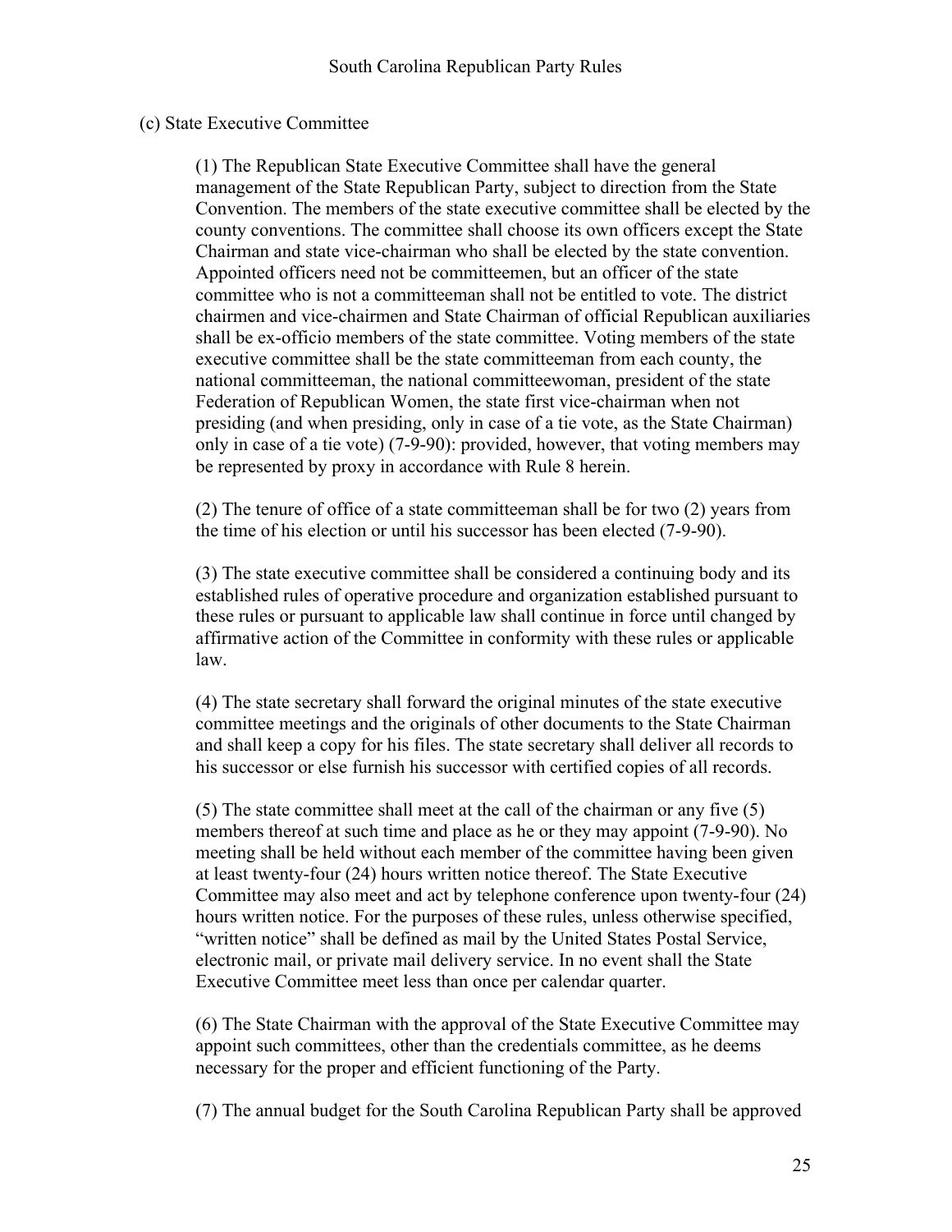(c) State Executive Committee

(1) The Republican State Executive Committee shall have the general management of the State Republican Party, subject to direction from the State Convention. The members of the state executive committee shall be elected by the county conventions. The committee shall choose its own officers except the State Chairman and state vice-chairman who shall be elected by the state convention. Appointed officers need not be committeemen, but an officer of the state committee who is not a committeeman shall not be entitled to vote. The district chairmen and vice-chairmen and State Chairman of official Republican auxiliaries shall be ex-officio members of the state committee. Voting members of the state executive committee shall be the state committeeman from each county, the national committeeman, the national committeewoman, president of the state Federation of Republican Women, the state first vice-chairman when not presiding (and when presiding, only in case of a tie vote, as the State Chairman) only in case of a tie vote) (7-9-90): provided, however, that voting members may be represented by proxy in accordance with Rule 8 herein.

(2) The tenure of office of a state committeeman shall be for two (2) years from the time of his election or until his successor has been elected (7-9-90).

(3) The state executive committee shall be considered a continuing body and its established rules of operative procedure and organization established pursuant to these rules or pursuant to applicable law shall continue in force until changed by affirmative action of the Committee in conformity with these rules or applicable law.

(4) The state secretary shall forward the original minutes of the state executive committee meetings and the originals of other documents to the State Chairman and shall keep a copy for his files. The state secretary shall deliver all records to his successor or else furnish his successor with certified copies of all records.

(5) The state committee shall meet at the call of the chairman or any five (5) members thereof at such time and place as he or they may appoint (7-9-90). No meeting shall be held without each member of the committee having been given at least twenty-four (24) hours written notice thereof. The State Executive Committee may also meet and act by telephone conference upon twenty-four (24) hours written notice. For the purposes of these rules, unless otherwise specified, "written notice" shall be defined as mail by the United States Postal Service, electronic mail, or private mail delivery service. In no event shall the State Executive Committee meet less than once per calendar quarter.

(6) The State Chairman with the approval of the State Executive Committee may appoint such committees, other than the credentials committee, as he deems necessary for the proper and efficient functioning of the Party.

(7) The annual budget for the South Carolina Republican Party shall be approved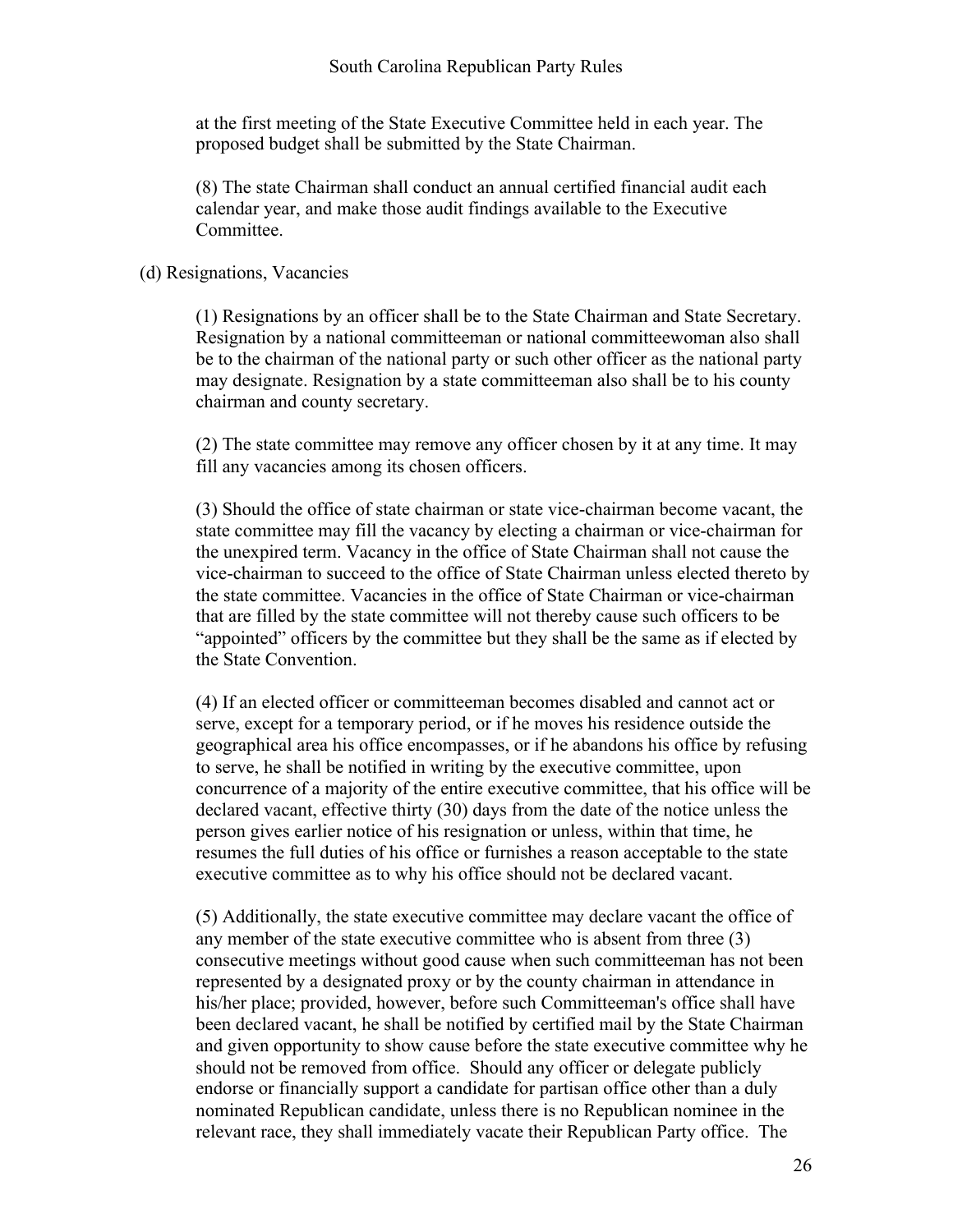at the first meeting of the State Executive Committee held in each year. The proposed budget shall be submitted by the State Chairman.

(8) The state Chairman shall conduct an annual certified financial audit each calendar year, and make those audit findings available to the Executive Committee.

(d) Resignations, Vacancies

(1) Resignations by an officer shall be to the State Chairman and State Secretary. Resignation by a national committeeman or national committeewoman also shall be to the chairman of the national party or such other officer as the national party may designate. Resignation by a state committeeman also shall be to his county chairman and county secretary.

(2) The state committee may remove any officer chosen by it at any time. It may fill any vacancies among its chosen officers.

(3) Should the office of state chairman or state vice-chairman become vacant, the state committee may fill the vacancy by electing a chairman or vice-chairman for the unexpired term. Vacancy in the office of State Chairman shall not cause the vice-chairman to succeed to the office of State Chairman unless elected thereto by the state committee. Vacancies in the office of State Chairman or vice-chairman that are filled by the state committee will not thereby cause such officers to be "appointed" officers by the committee but they shall be the same as if elected by the State Convention.

(4) If an elected officer or committeeman becomes disabled and cannot act or serve, except for a temporary period, or if he moves his residence outside the geographical area his office encompasses, or if he abandons his office by refusing to serve, he shall be notified in writing by the executive committee, upon concurrence of a majority of the entire executive committee, that his office will be declared vacant, effective thirty (30) days from the date of the notice unless the person gives earlier notice of his resignation or unless, within that time, he resumes the full duties of his office or furnishes a reason acceptable to the state executive committee as to why his office should not be declared vacant.

(5) Additionally, the state executive committee may declare vacant the office of any member of the state executive committee who is absent from three (3) consecutive meetings without good cause when such committeeman has not been represented by a designated proxy or by the county chairman in attendance in his/her place; provided, however, before such Committeeman's office shall have been declared vacant, he shall be notified by certified mail by the State Chairman and given opportunity to show cause before the state executive committee why he should not be removed from office. Should any officer or delegate publicly endorse or financially support a candidate for partisan office other than a duly nominated Republican candidate, unless there is no Republican nominee in the relevant race, they shall immediately vacate their Republican Party office. The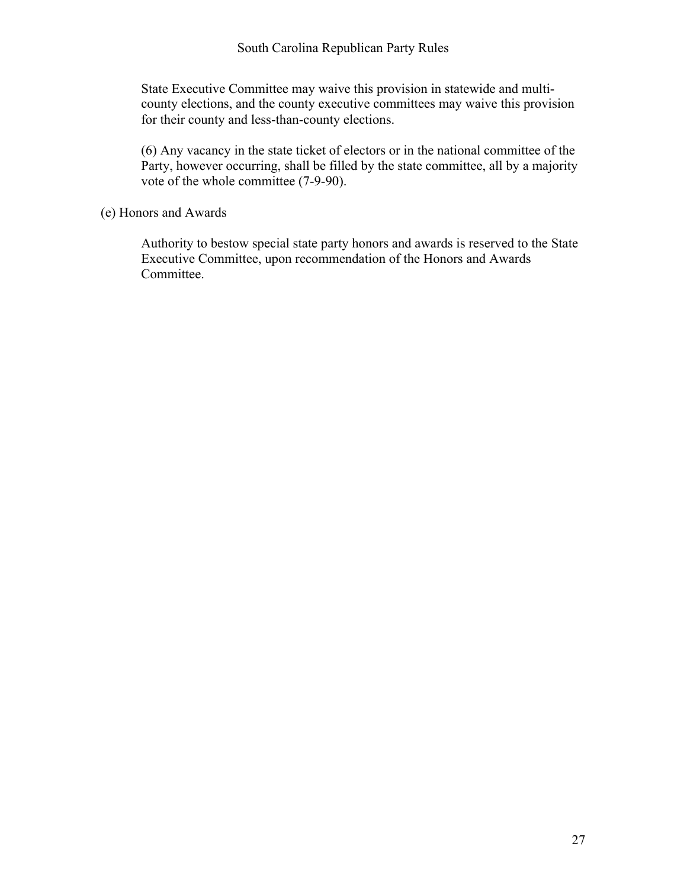State Executive Committee may waive this provision in statewide and multi-county elections, and the county executive committees may waive this provision for their county and less-than-county elections.

(6) Any vacancy in the state ticket of electors or in the national committee of the Party, however occurring, shall be filled by the state committee, all by a majority vote of the whole committee (7-9-90).

(e) Honors and Awards

Authority to bestow special state party honors and awards is reserved to the State Executive Committee, upon recommendation of the Honors and Awards Committee.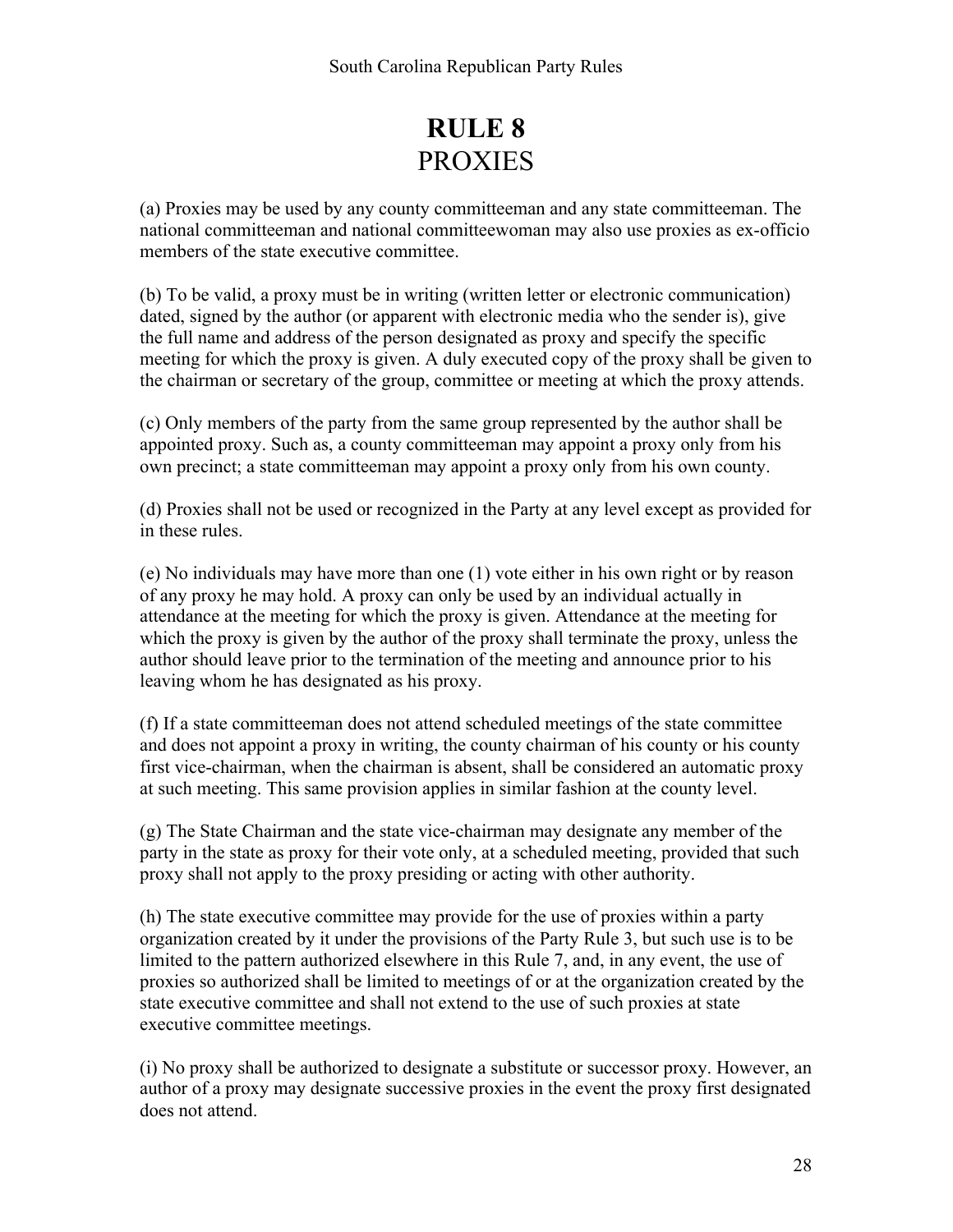# RULE 8
## PROXIES

(a) Proxies may be used by any county committeeman and any state committeeman. The national committeeman and national committeewoman may also use proxies as ex-officio members of the state executive committee.

(b) To be valid, a proxy must be in writing (written letter or electronic communication) dated, signed by the author (or apparent with electronic media who the sender is), give the full name and address of the person designated as proxy and specify the specific meeting for which the proxy is given. A duly executed copy of the proxy shall be given to the chairman or secretary of the group, committee or meeting at which the proxy attends.

(c) Only members of the party from the same group represented by the author shall be appointed proxy. Such as, a county committeeman may appoint a proxy only from his own precinct; a state committeeman may appoint a proxy only from his own county.

(d) Proxies shall not be used or recognized in the Party at any level except as provided for in these rules.

(e) No individuals may have more than one (1) vote either in his own right or by reason of any proxy he may hold. A proxy can only be used by an individual actually in attendance at the meeting for which the proxy is given. Attendance at the meeting for which the proxy is given by the author of the proxy shall terminate the proxy, unless the author should leave prior to the termination of the meeting and announce prior to his leaving whom he has designated as his proxy.

(f) If a state committeeman does not attend scheduled meetings of the state committee and does not appoint a proxy in writing, the county chairman of his county or his county first vice-chairman, when the chairman is absent, shall be considered an automatic proxy at such meeting. This same provision applies in similar fashion at the county level.

(g) The State Chairman and the state vice-chairman may designate any member of the party in the state as proxy for their vote only, at a scheduled meeting, provided that such proxy shall not apply to the proxy presiding or acting with other authority.

(h) The state executive committee may provide for the use of proxies within a party organization created by it under the provisions of the Party Rule 3, but such use is to be limited to the pattern authorized elsewhere in this Rule 7, and, in any event, the use of proxies so authorized shall be limited to meetings of or at the organization created by the state executive committee and shall not extend to the use of such proxies at state executive committee meetings.

(i) No proxy shall be authorized to designate a substitute or successor proxy. However, an author of a proxy may designate successive proxies in the event the proxy first designated does not attend.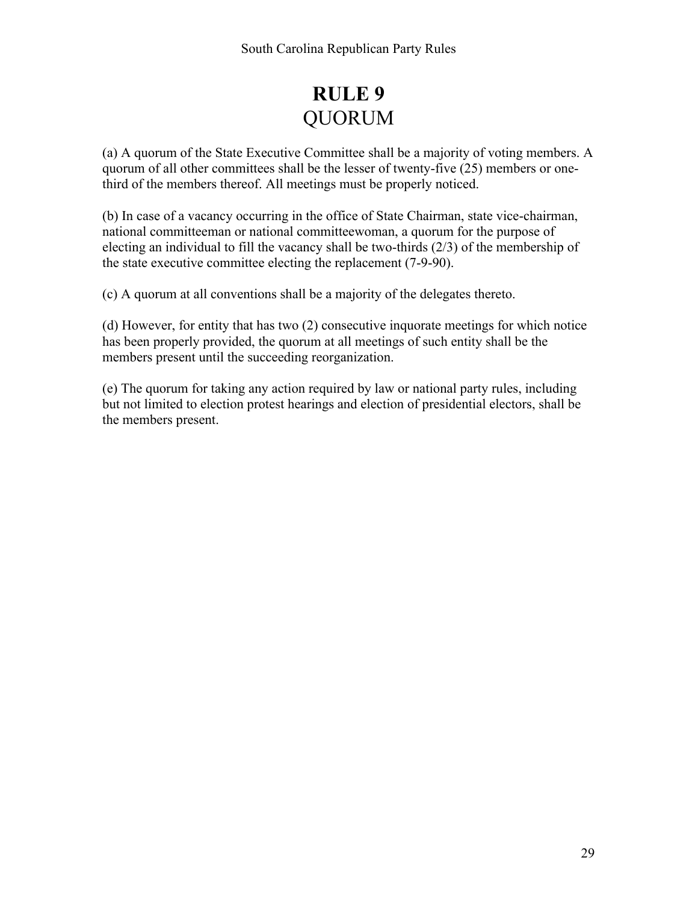# RULE 9
## QUORUM

(a) A quorum of the State Executive Committee shall be a majority of voting members. A quorum of all other committees shall be the lesser of twenty-five (25) members or one-third of the members thereof. All meetings must be properly noticed.

(b) In case of a vacancy occurring in the office of State Chairman, state vice-chairman, national committeeman or national committeewoman, a quorum for the purpose of electing an individual to fill the vacancy shall be two-thirds (2/3) of the membership of the state executive committee electing the replacement (7-9-90).

(c) A quorum at all conventions shall be a majority of the delegates thereto.

(d) However, for entity that has two (2) consecutive inquorate meetings for which notice has been properly provided, the quorum at all meetings of such entity shall be the members present until the succeeding reorganization.

(e) The quorum for taking any action required by law or national party rules, including but not limited to election protest hearings and election of presidential electors, shall be the members present.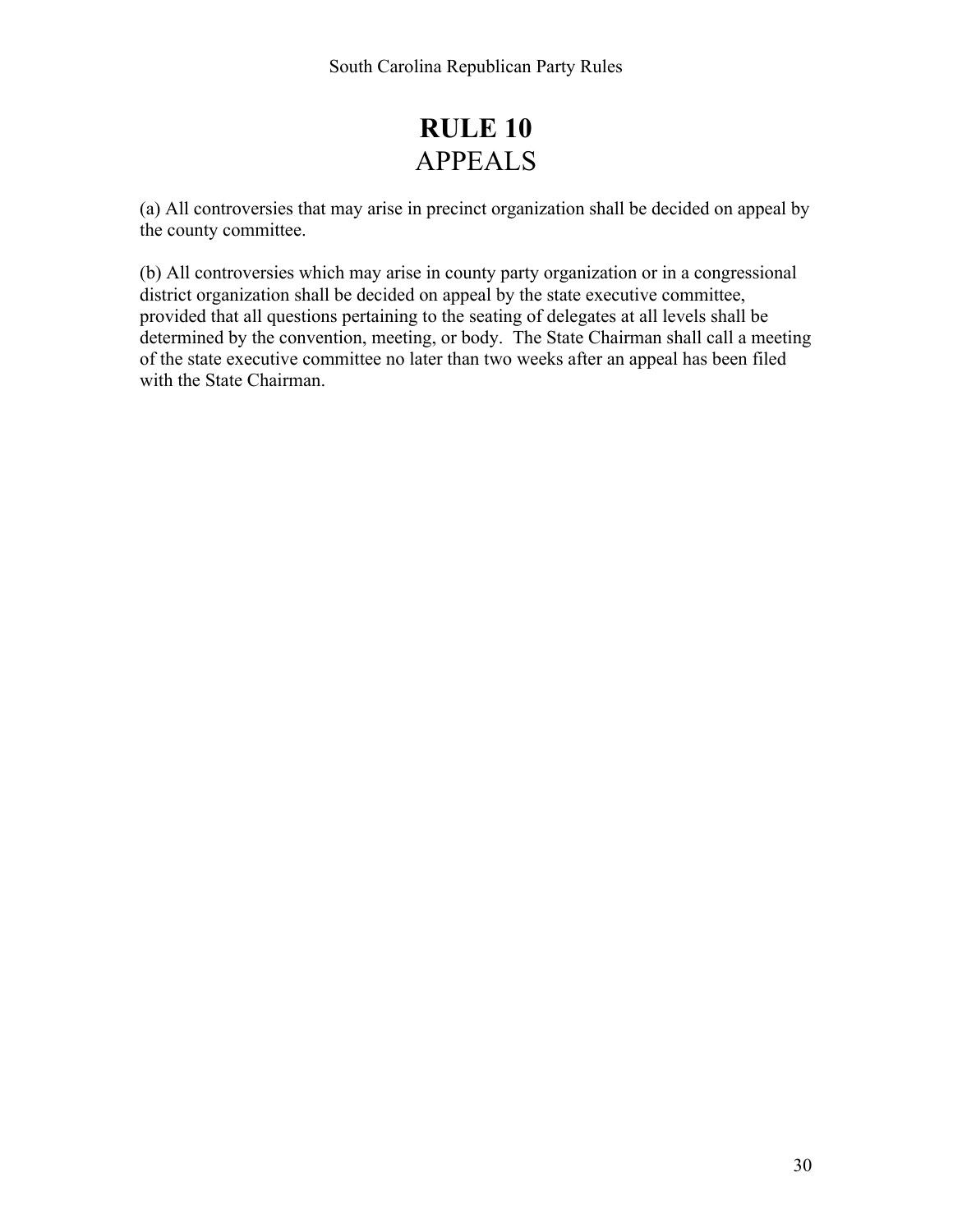# RULE 10
## APPEALS

(a) All controversies that may arise in precinct organization shall be decided on appeal by the county committee.

(b) All controversies which may arise in county party organization or in a congressional district organization shall be decided on appeal by the state executive committee, provided that all questions pertaining to the seating of delegates at all levels shall be determined by the convention, meeting, or body. The State Chairman shall call a meeting of the state executive committee no later than two weeks after an appeal has been filed with the State Chairman.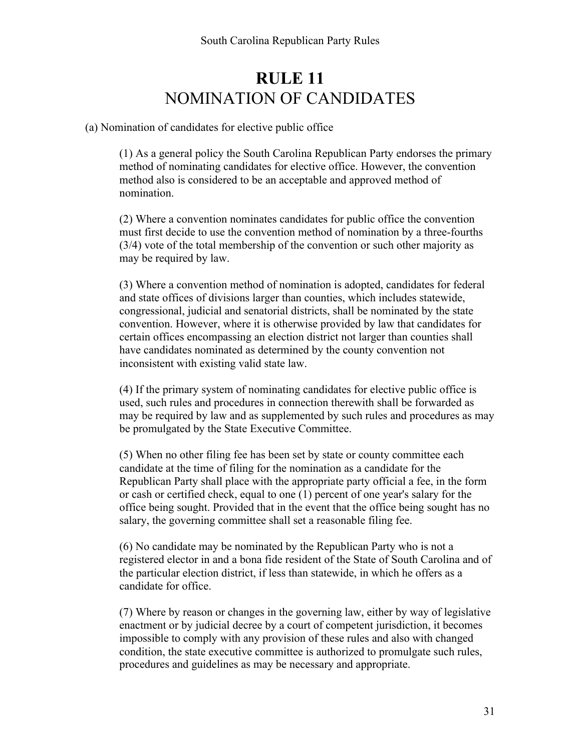# RULE 11
## NOMINATION OF CANDIDATES

(a) Nomination of candidates for elective public office

(1) As a general policy the South Carolina Republican Party endorses the primary method of nominating candidates for elective office. However, the convention method also is considered to be an acceptable and approved method of nomination.

(2) Where a convention nominates candidates for public office the convention must first decide to use the convention method of nomination by a three-fourths (3/4) vote of the total membership of the convention or such other majority as may be required by law.

(3) Where a convention method of nomination is adopted, candidates for federal and state offices of divisions larger than counties, which includes statewide, congressional, judicial and senatorial districts, shall be nominated by the state convention. However, where it is otherwise provided by law that candidates for certain offices encompassing an election district not larger than counties shall have candidates nominated as determined by the county convention not inconsistent with existing valid state law.

(4) If the primary system of nominating candidates for elective public office is used, such rules and procedures in connection therewith shall be forwarded as may be required by law and as supplemented by such rules and procedures as may be promulgated by the State Executive Committee.

(5) When no other filing fee has been set by state or county committee each candidate at the time of filing for the nomination as a candidate for the Republican Party shall place with the appropriate party official a fee, in the form or cash or certified check, equal to one (1) percent of one year's salary for the office being sought. Provided that in the event that the office being sought has no salary, the governing committee shall set a reasonable filing fee.

(6) No candidate may be nominated by the Republican Party who is not a registered elector in and a bona fide resident of the State of South Carolina and of the particular election district, if less than statewide, in which he offers as a candidate for office.

(7) Where by reason or changes in the governing law, either by way of legislative enactment or by judicial decree by a court of competent jurisdiction, it becomes impossible to comply with any provision of these rules and also with changed condition, the state executive committee is authorized to promulgate such rules, procedures and guidelines as may be necessary and appropriate.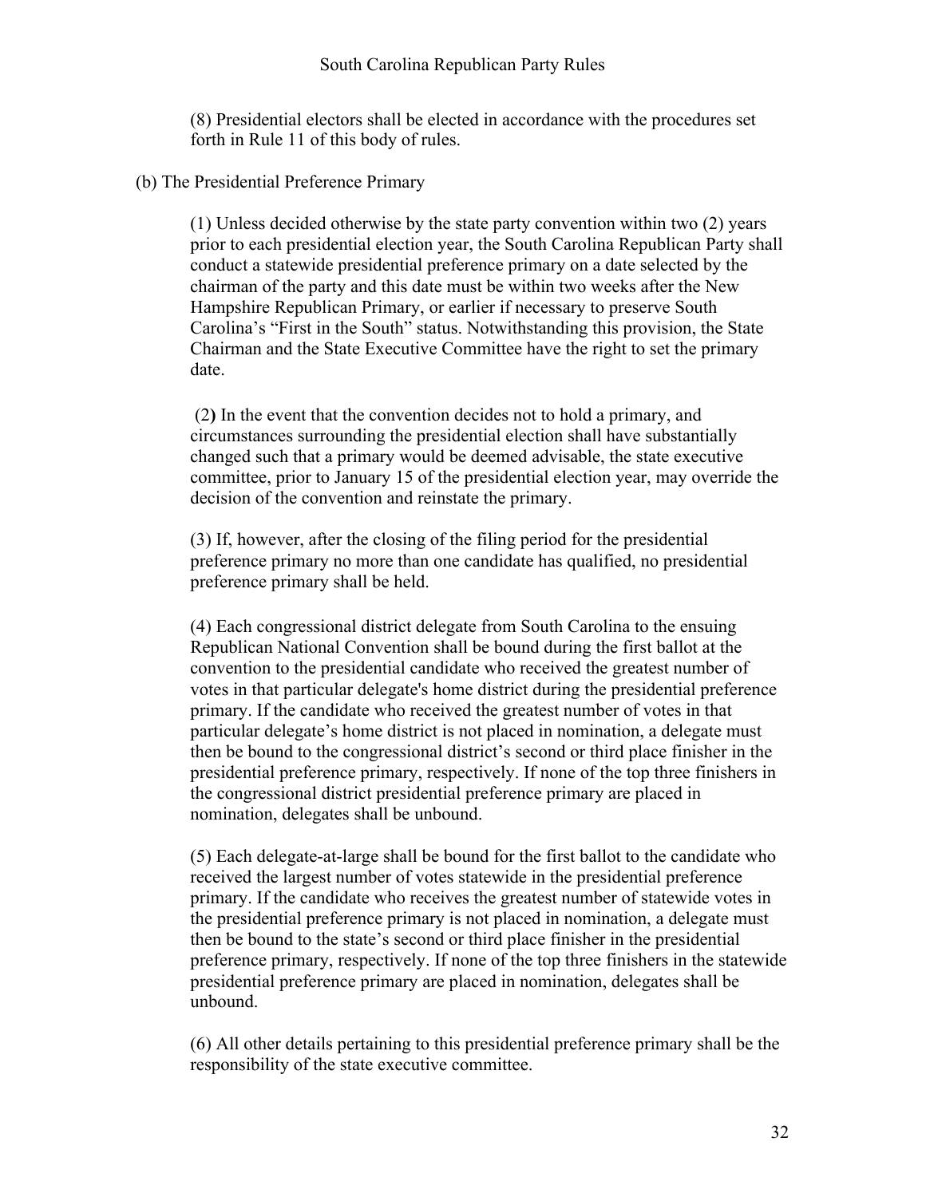(8) Presidential electors shall be elected in accordance with the procedures set forth in Rule 11 of this body of rules.

(b) The Presidential Preference Primary

(1) Unless decided otherwise by the state party convention within two (2) years prior to each presidential election year, the South Carolina Republican Party shall conduct a statewide presidential preference primary on a date selected by the chairman of the party and this date must be within two weeks after the New Hampshire Republican Primary, or earlier if necessary to preserve South Carolina's "First in the South" status. Notwithstanding this provision, the State Chairman and the State Executive Committee have the right to set the primary date.

(2) In the event that the convention decides not to hold a primary, and circumstances surrounding the presidential election shall have substantially changed such that a primary would be deemed advisable, the state executive committee, prior to January 15 of the presidential election year, may override the decision of the convention and reinstate the primary.

(3) If, however, after the closing of the filing period for the presidential preference primary no more than one candidate has qualified, no presidential preference primary shall be held.

(4) Each congressional district delegate from South Carolina to the ensuing Republican National Convention shall be bound during the first ballot at the convention to the presidential candidate who received the greatest number of votes in that particular delegate's home district during the presidential preference primary. If the candidate who received the greatest number of votes in that particular delegate's home district is not placed in nomination, a delegate must then be bound to the congressional district's second or third place finisher in the presidential preference primary, respectively. If none of the top three finishers in the congressional district presidential preference primary are placed in nomination, delegates shall be unbound.

(5) Each delegate-at-large shall be bound for the first ballot to the candidate who received the largest number of votes statewide in the presidential preference primary. If the candidate who receives the greatest number of statewide votes in the presidential preference primary is not placed in nomination, a delegate must then be bound to the state's second or third place finisher in the presidential preference primary, respectively. If none of the top three finishers in the statewide presidential preference primary are placed in nomination, delegates shall be unbound.

(6) All other details pertaining to this presidential preference primary shall be the responsibility of the state executive committee.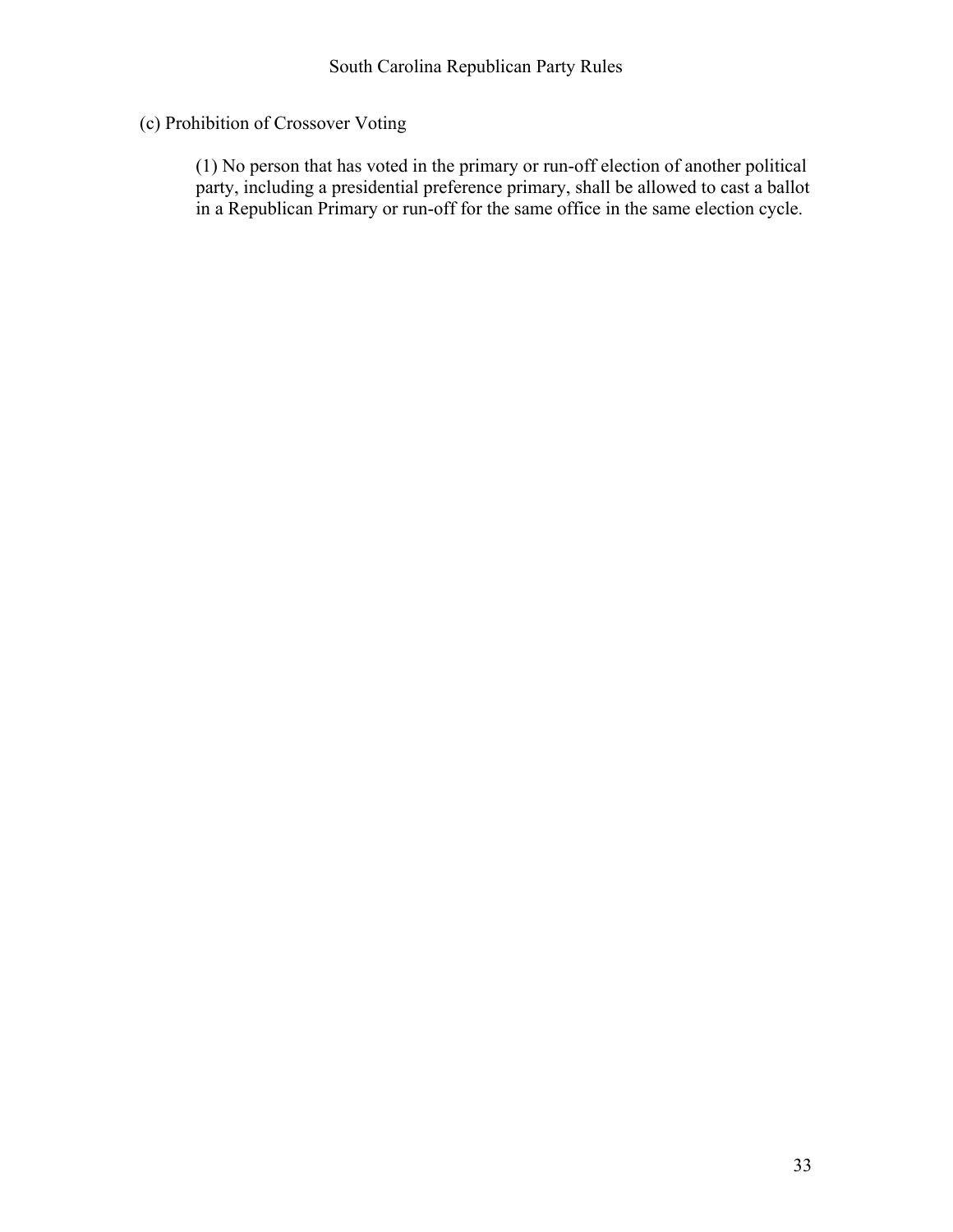(c) Prohibition of Crossover Voting

(1) No person that has voted in the primary or run-off election of another political party, including a presidential preference primary, shall be allowed to cast a ballot in a Republican Primary or run-off for the same office in the same election cycle.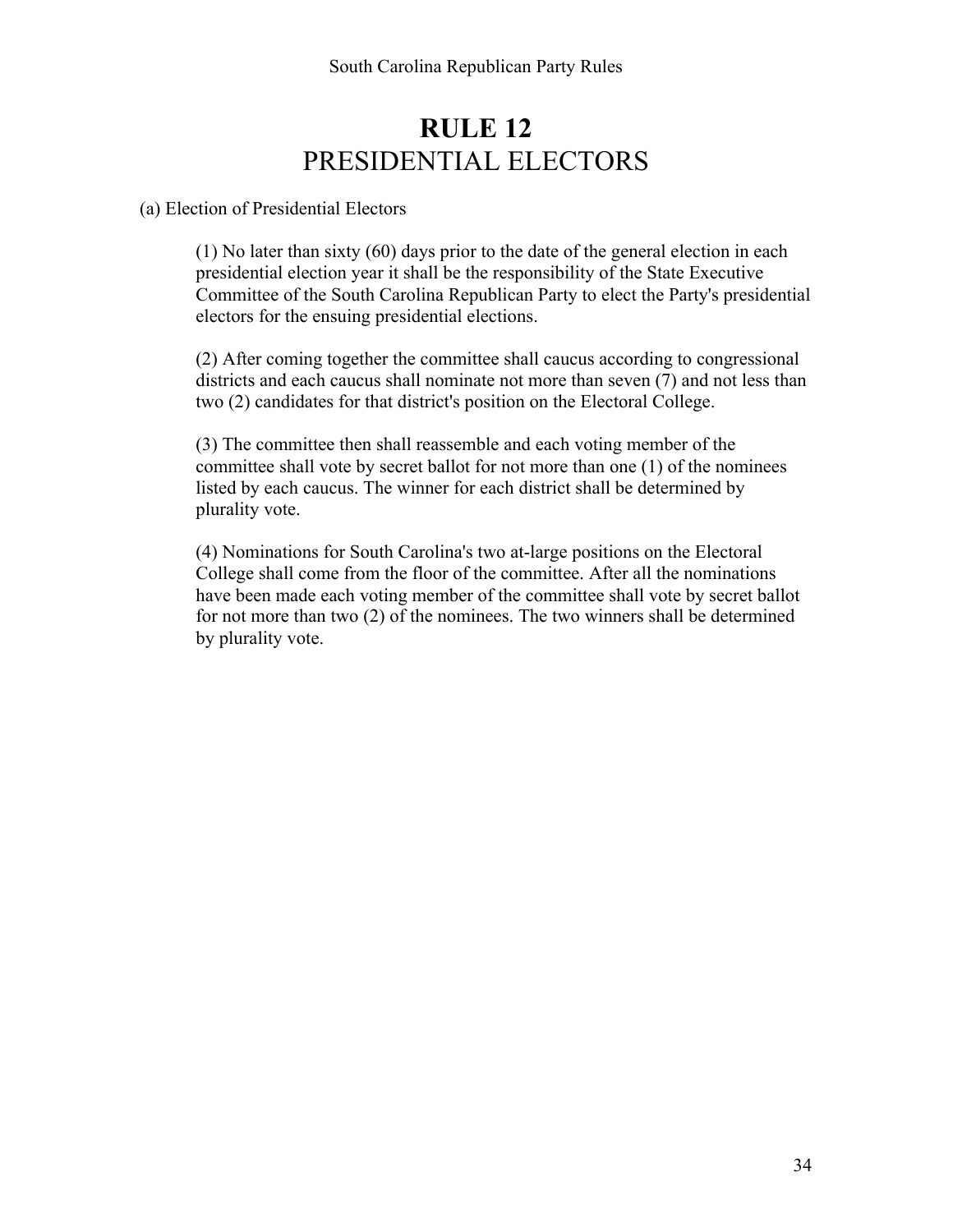# RULE 12
## PRESIDENTIAL ELECTORS

(a) Election of Presidential Electors

(1) No later than sixty (60) days prior to the date of the general election in each presidential election year it shall be the responsibility of the State Executive Committee of the South Carolina Republican Party to elect the Party's presidential electors for the ensuing presidential elections.

(2) After coming together the committee shall caucus according to congressional districts and each caucus shall nominate not more than seven (7) and not less than two (2) candidates for that district's position on the Electoral College.

(3) The committee then shall reassemble and each voting member of the committee shall vote by secret ballot for not more than one (1) of the nominees listed by each caucus. The winner for each district shall be determined by plurality vote.

(4) Nominations for South Carolina's two at-large positions on the Electoral College shall come from the floor of the committee. After all the nominations have been made each voting member of the committee shall vote by secret ballot for not more than two (2) of the nominees. The two winners shall be determined by plurality vote.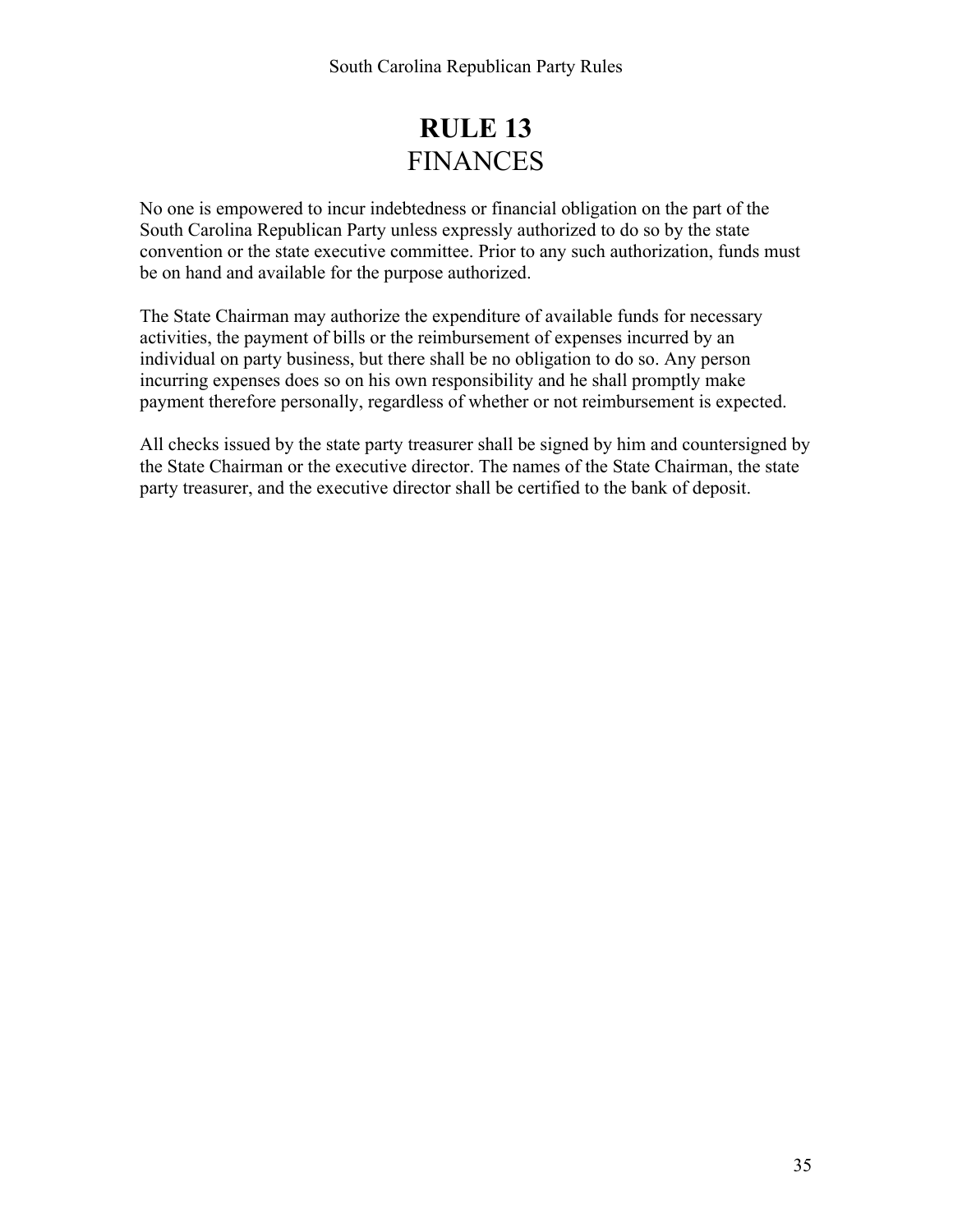# RULE 13
## FINANCES

No one is empowered to incur indebtedness or financial obligation on the part of the South Carolina Republican Party unless expressly authorized to do so by the state convention or the state executive committee. Prior to any such authorization, funds must be on hand and available for the purpose authorized.

The State Chairman may authorize the expenditure of available funds for necessary activities, the payment of bills or the reimbursement of expenses incurred by an individual on party business, but there shall be no obligation to do so. Any person incurring expenses does so on his own responsibility and he shall promptly make payment therefore personally, regardless of whether or not reimbursement is expected.

All checks issued by the state party treasurer shall be signed by him and countersigned by the State Chairman or the executive director. The names of the State Chairman, the state party treasurer, and the executive director shall be certified to the bank of deposit.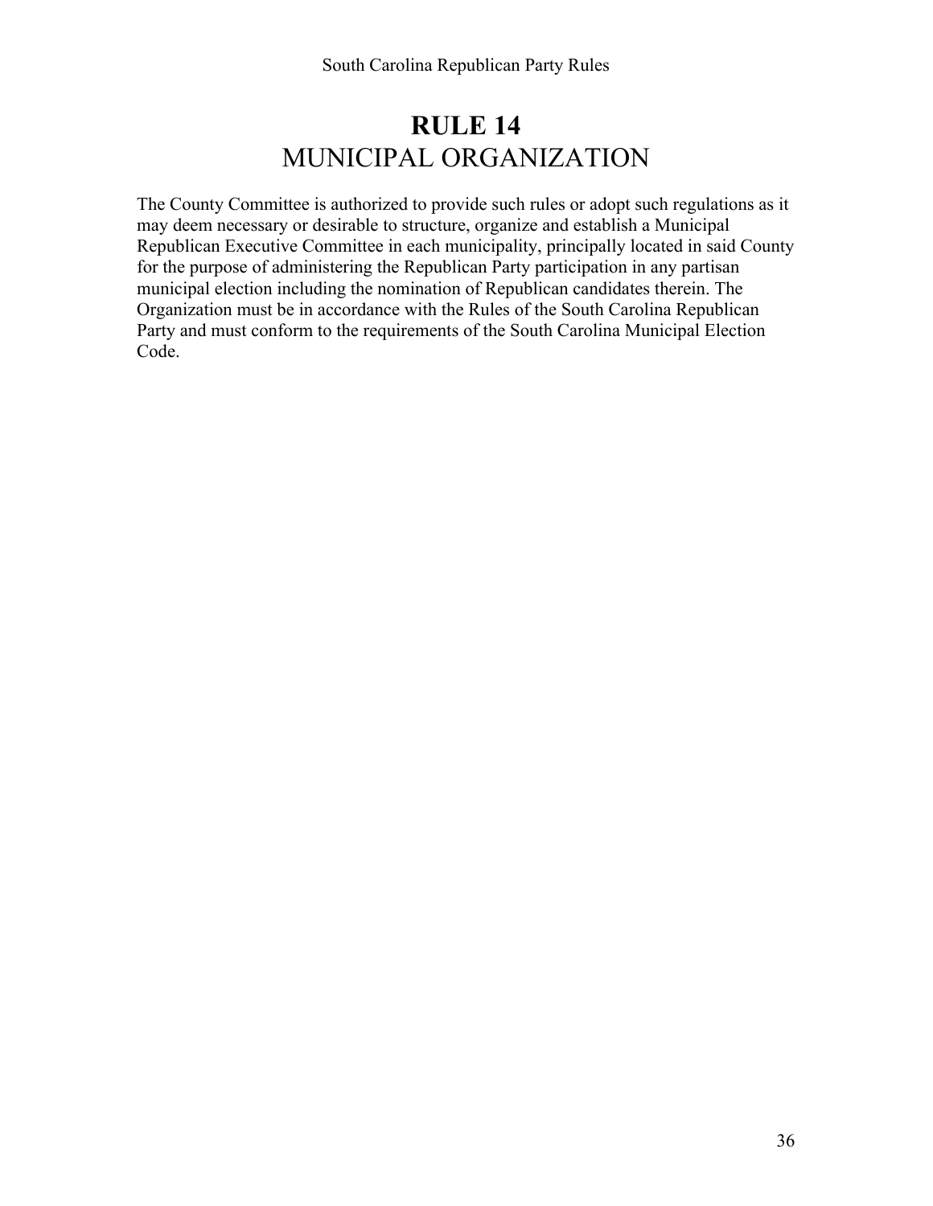# RULE 14
## MUNICIPAL ORGANIZATION

The County Committee is authorized to provide such rules or adopt such regulations as it may deem necessary or desirable to structure, organize and establish a Municipal Republican Executive Committee in each municipality, principally located in said County for the purpose of administering the Republican Party participation in any partisan municipal election including the nomination of Republican candidates therein. The Organization must be in accordance with the Rules of the South Carolina Republican Party and must conform to the requirements of the South Carolina Municipal Election Code.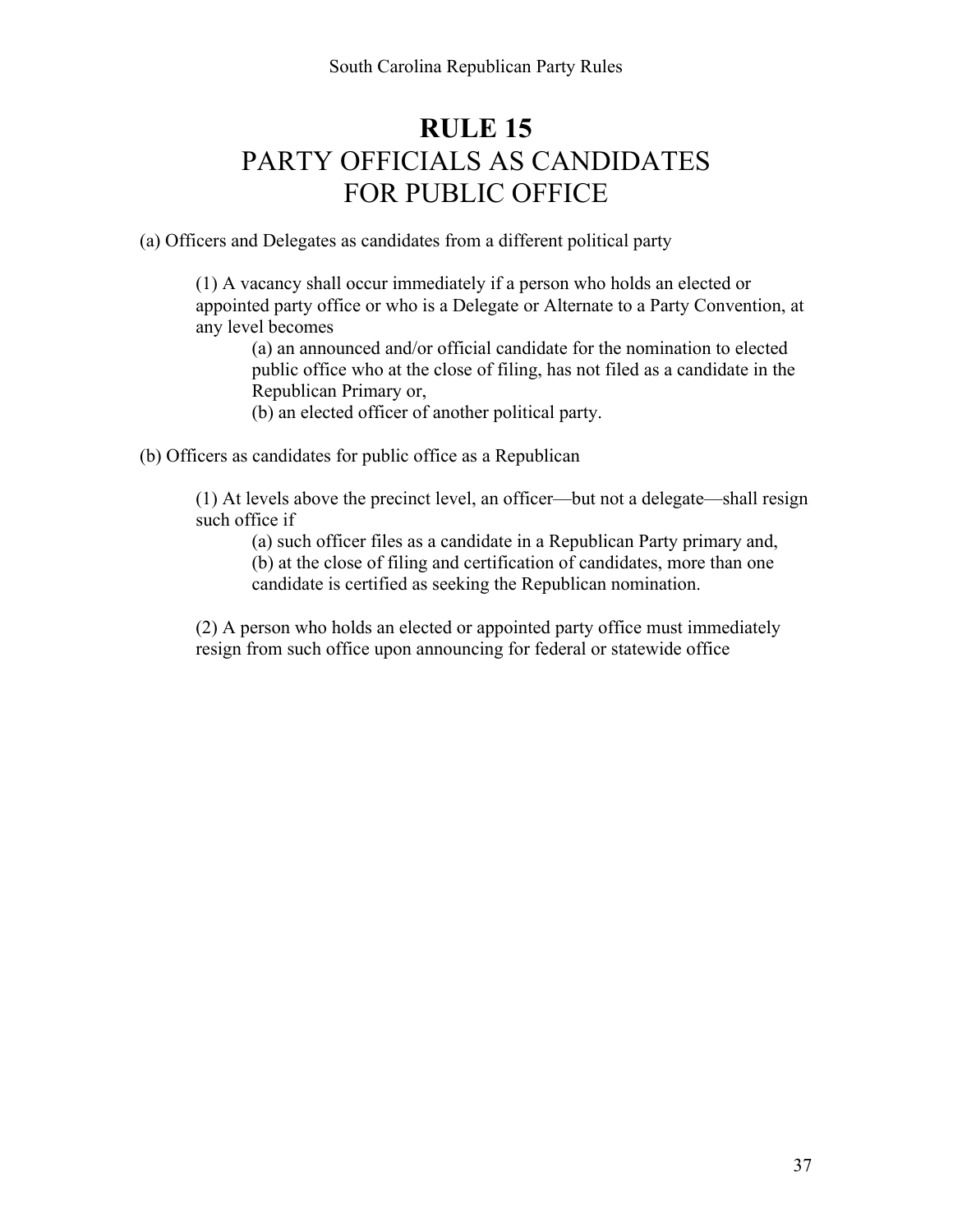# RULE 15
# PARTY OFFICIALS AS CANDIDATES FOR PUBLIC OFFICE

(a) Officers and Delegates as candidates from a different political party

(1) A vacancy shall occur immediately if a person who holds an elected or appointed party office or who is a Delegate or Alternate to a Party Convention, at any level becomes

(a) an announced and/or official candidate for the nomination to elected public office who at the close of filing, has not filed as a candidate in the Republican Primary or,

(b) an elected officer of another political party.

(b) Officers as candidates for public office as a Republican

(1) At levels above the precinct level, an officer—but not a delegate—shall resign such office if

(a) such officer files as a candidate in a Republican Party primary and,

(b) at the close of filing and certification of candidates, more than one candidate is certified as seeking the Republican nomination.

(2) A person who holds an elected or appointed party office must immediately resign from such office upon announcing for federal or statewide office